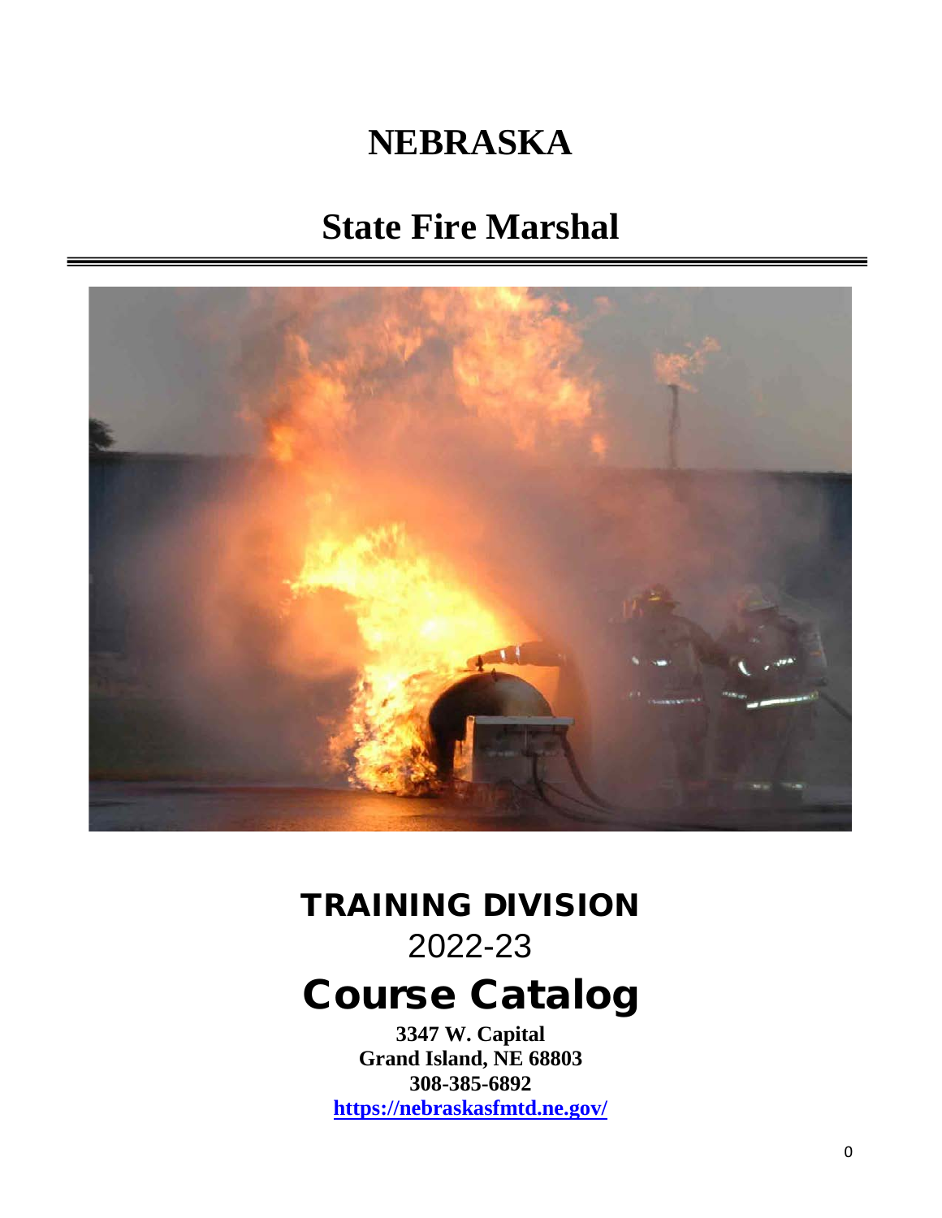# NEBRASKA

# State Fire Marshal

## TRAINING DIVISION

2022-23

# Course Catalog

**3347 W. Capital**
**Grand Island, NE 68803**
**308-385-6892**
**https://nebraskasfmtd.ne.gov/**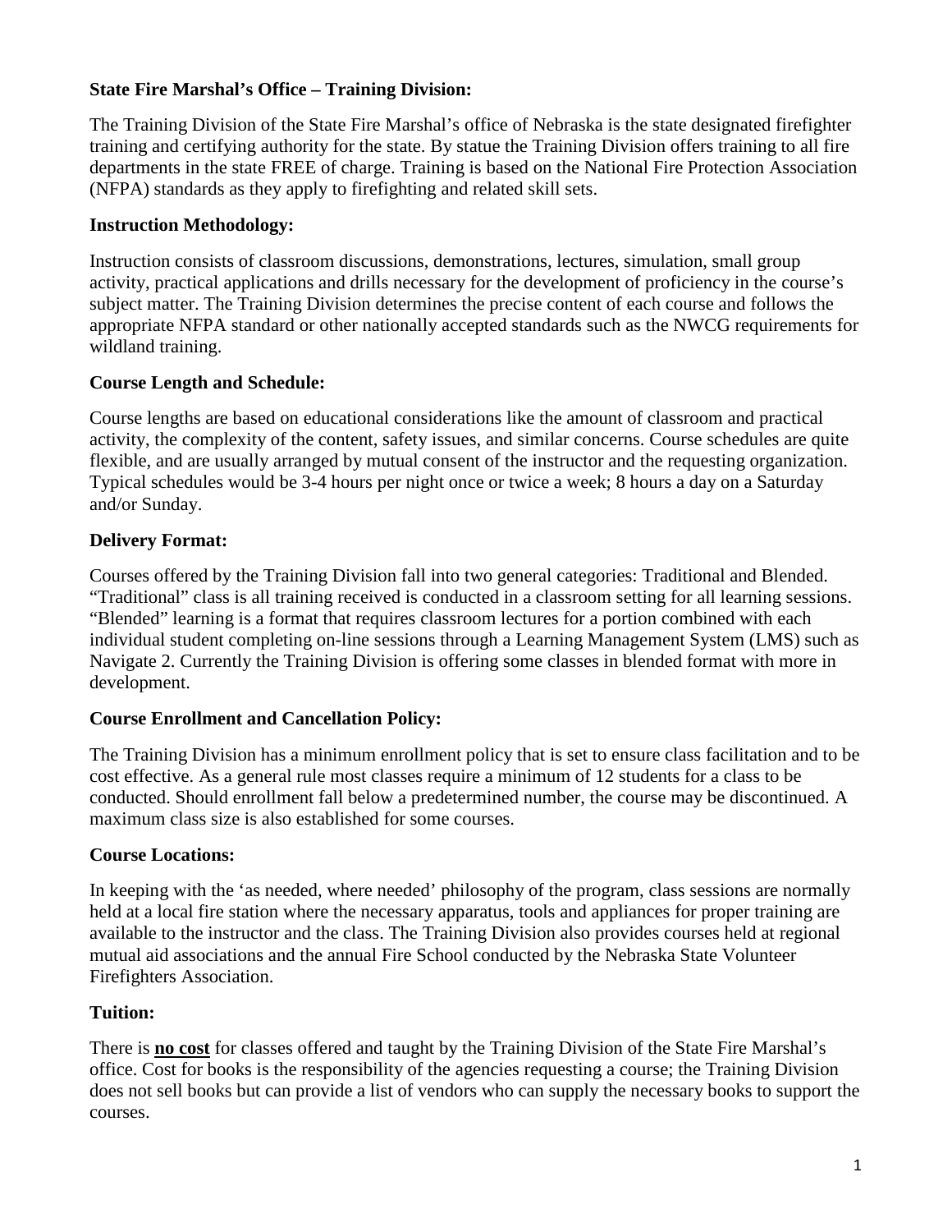**State Fire Marshal's Office – Training Division:**

The Training Division of the State Fire Marshal's office of Nebraska is the state designated firefighter training and certifying authority for the state. By statue the Training Division offers training to all fire departments in the state FREE of charge. Training is based on the National Fire Protection Association (NFPA) standards as they apply to firefighting and related skill sets.

**Instruction Methodology:**

Instruction consists of classroom discussions, demonstrations, lectures, simulation, small group activity, practical applications and drills necessary for the development of proficiency in the course's subject matter. The Training Division determines the precise content of each course and follows the appropriate NFPA standard or other nationally accepted standards such as the NWCG requirements for wildland training.

**Course Length and Schedule:**

Course lengths are based on educational considerations like the amount of classroom and practical activity, the complexity of the content, safety issues, and similar concerns. Course schedules are quite flexible, and are usually arranged by mutual consent of the instructor and the requesting organization. Typical schedules would be 3-4 hours per night once or twice a week; 8 hours a day on a Saturday and/or Sunday.

**Delivery Format:**

Courses offered by the Training Division fall into two general categories: Traditional and Blended. "Traditional" class is all training received is conducted in a classroom setting for all learning sessions. "Blended" learning is a format that requires classroom lectures for a portion combined with each individual student completing on-line sessions through a Learning Management System (LMS) such as Navigate 2. Currently the Training Division is offering some classes in blended format with more in development.

**Course Enrollment and Cancellation Policy:**

The Training Division has a minimum enrollment policy that is set to ensure class facilitation and to be cost effective. As a general rule most classes require a minimum of 12 students for a class to be conducted. Should enrollment fall below a predetermined number, the course may be discontinued. A maximum class size is also established for some courses.

**Course Locations:**

In keeping with the 'as needed, where needed' philosophy of the program, class sessions are normally held at a local fire station where the necessary apparatus, tools and appliances for proper training are available to the instructor and the class. The Training Division also provides courses held at regional mutual aid associations and the annual Fire School conducted by the Nebraska State Volunteer Firefighters Association.

**Tuition:**

There is **no cost** for classes offered and taught by the Training Division of the State Fire Marshal's office. Cost for books is the responsibility of the agencies requesting a course; the Training Division does not sell books but can provide a list of vendors who can supply the necessary books to support the courses.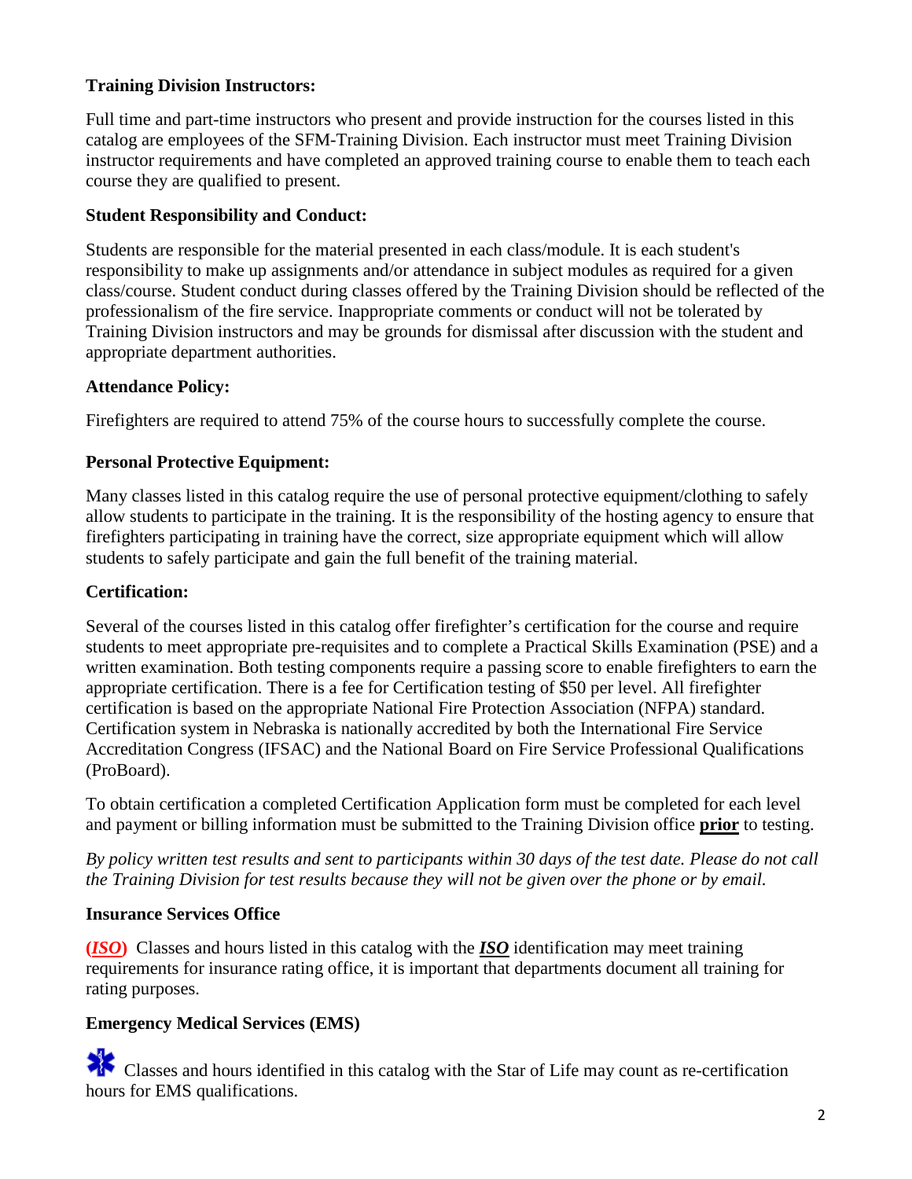### Training Division Instructors:

Full time and part-time instructors who present and provide instruction for the courses listed in this catalog are employees of the SFM-Training Division. Each instructor must meet Training Division instructor requirements and have completed an approved training course to enable them to teach each course they are qualified to present.

### Student Responsibility and Conduct:

Students are responsible for the material presented in each class/module. It is each student's responsibility to make up assignments and/or attendance in subject modules as required for a given class/course. Student conduct during classes offered by the Training Division should be reflected of the professionalism of the fire service. Inappropriate comments or conduct will not be tolerated by Training Division instructors and may be grounds for dismissal after discussion with the student and appropriate department authorities.

### Attendance Policy:

Firefighters are required to attend 75% of the course hours to successfully complete the course.

### Personal Protective Equipment:

Many classes listed in this catalog require the use of personal protective equipment/clothing to safely allow students to participate in the training. It is the responsibility of the hosting agency to ensure that firefighters participating in training have the correct, size appropriate equipment which will allow students to safely participate and gain the full benefit of the training material.

### Certification:

Several of the courses listed in this catalog offer firefighter's certification for the course and require students to meet appropriate pre-requisites and to complete a Practical Skills Examination (PSE) and a written examination. Both testing components require a passing score to enable firefighters to earn the appropriate certification. There is a fee for Certification testing of $50 per level. All firefighter certification is based on the appropriate National Fire Protection Association (NFPA) standard. Certification system in Nebraska is nationally accredited by both the International Fire Service Accreditation Congress (IFSAC) and the National Board on Fire Service Professional Qualifications (ProBoard).

To obtain certification a completed Certification Application form must be completed for each level and payment or billing information must be submitted to the Training Division office **prior** to testing.

*By policy written test results and sent to participants within 30 days of the test date. Please do not call the Training Division for test results because they will not be given over the phone or by email.*

### Insurance Services Office

**(*ISO*)** Classes and hours listed in this catalog with the ***ISO*** identification may meet training requirements for insurance rating office, it is important that departments document all training for rating purposes.

### Emergency Medical Services (EMS)

Classes and hours identified in this catalog with the Star of Life may count as re-certification hours for EMS qualifications.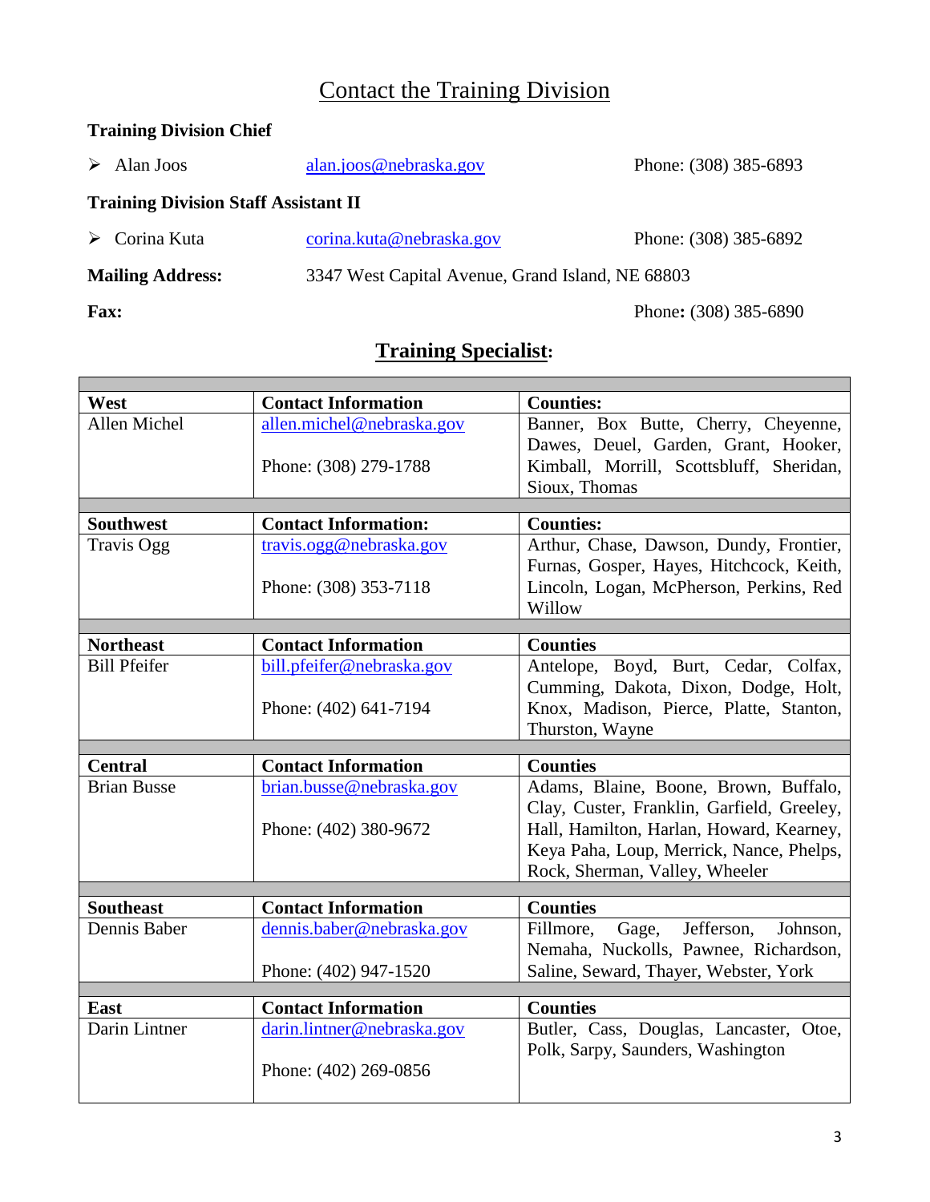# Contact the Training Division

**Training Division Chief**

- Alan Joos — alan.joos@nebraska.gov — Phone: (308) 385-6893

**Training Division Staff Assistant II**

- Corina Kuta — corina.kuta@nebraska.gov — Phone: (308) 385-6892

**Mailing Address:** 3347 West Capital Avenue, Grand Island, NE 68803

**Fax:** Phone**:** (308) 385-6890

## Training Specialist:

| West | Contact Information | Counties: |
|---|---|---|
| Allen Michel | allen.michel@nebraska.gov<br><br>Phone: (308) 279-1788 | Banner, Box Butte, Cherry, Cheyenne, Dawes, Deuel, Garden, Grant, Hooker, Kimball, Morrill, Scottsbluff, Sheridan, Sioux, Thomas |
| **Southwest** | **Contact Information:** | **Counties:** |
| Travis Ogg | travis.ogg@nebraska.gov<br><br>Phone: (308) 353-7118 | Arthur, Chase, Dawson, Dundy, Frontier, Furnas, Gosper, Hayes, Hitchcock, Keith, Lincoln, Logan, McPherson, Perkins, Red Willow |
| **Northeast** | **Contact Information** | **Counties** |
| Bill Pfeifer | bill.pfeifer@nebraska.gov<br><br>Phone: (402) 641-7194 | Antelope, Boyd, Burt, Cedar, Colfax, Cumming, Dakota, Dixon, Dodge, Holt, Knox, Madison, Pierce, Platte, Stanton, Thurston, Wayne |
| **Central** | **Contact Information** | **Counties** |
| Brian Busse | brian.busse@nebraska.gov<br><br>Phone: (402) 380-9672 | Adams, Blaine, Boone, Brown, Buffalo, Clay, Custer, Franklin, Garfield, Greeley, Hall, Hamilton, Harlan, Howard, Kearney, Keya Paha, Loup, Merrick, Nance, Phelps, Rock, Sherman, Valley, Wheeler |
| **Southeast** | **Contact Information** | **Counties** |
| Dennis Baber | dennis.baber@nebraska.gov<br><br>Phone: (402) 947-1520 | Fillmore, Gage, Jefferson, Johnson, Nemaha, Nuckolls, Pawnee, Richardson, Saline, Seward, Thayer, Webster, York |
| **East** | **Contact Information** | **Counties** |
| Darin Lintner | darin.lintner@nebraska.gov<br><br>Phone: (402) 269-0856 | Butler, Cass, Douglas, Lancaster, Otoe, Polk, Sarpy, Saunders, Washington |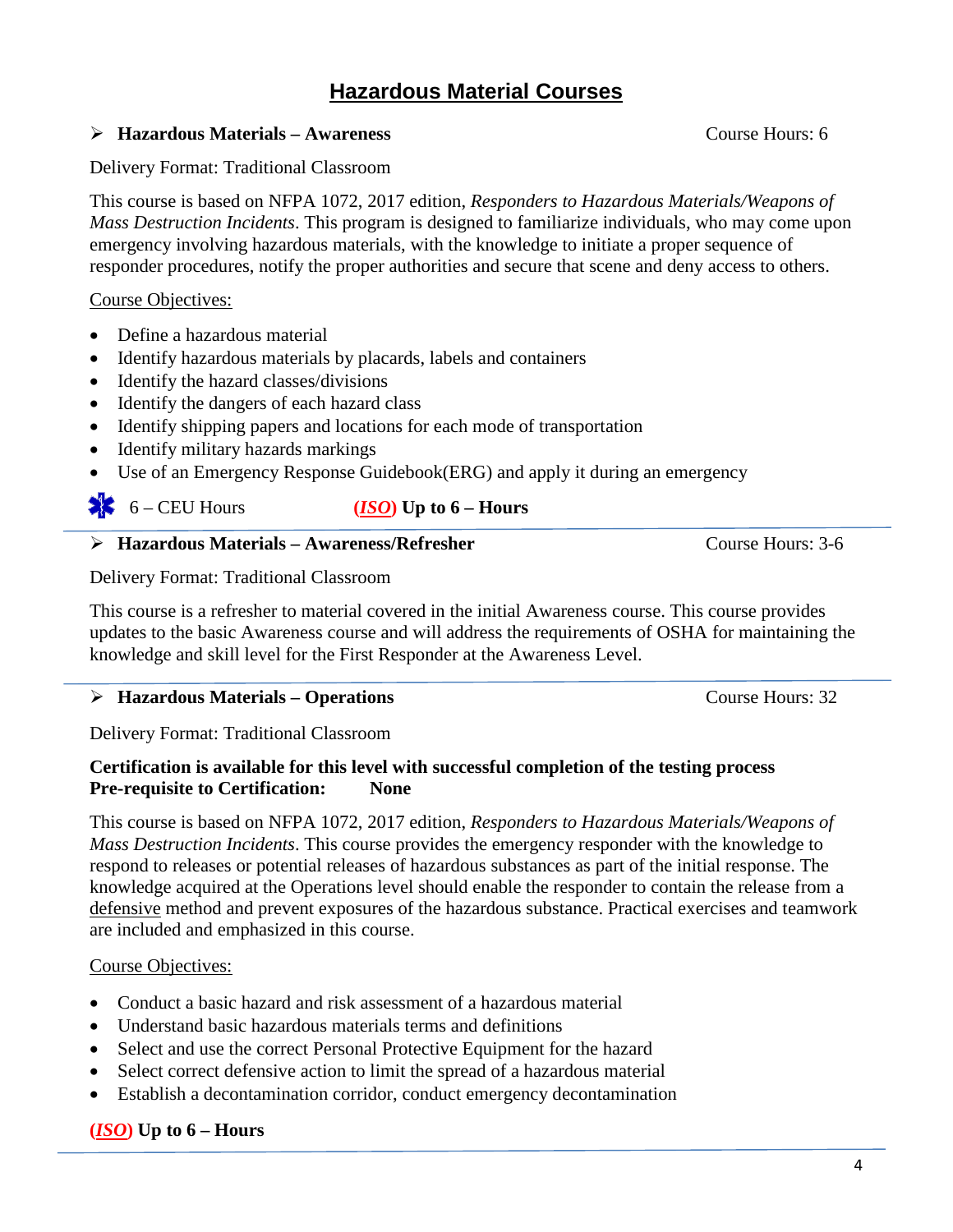# Hazardous Material Courses

- **Hazardous Materials – Awareness** Course Hours: 6

Delivery Format: Traditional Classroom

This course is based on NFPA 1072, 2017 edition, *Responders to Hazardous Materials/Weapons of Mass Destruction Incidents*. This program is designed to familiarize individuals, who may come upon emergency involving hazardous materials, with the knowledge to initiate a proper sequence of responder procedures, notify the proper authorities and secure that scene and deny access to others.

Course Objectives:

- Define a hazardous material
- Identify hazardous materials by placards, labels and containers
- Identify the hazard classes/divisions
- Identify the dangers of each hazard class
- Identify shipping papers and locations for each mode of transportation
- Identify military hazards markings
- Use of an Emergency Response Guidebook(ERG) and apply it during an emergency

6 – CEU Hours **(*ISO*) Up to 6 – Hours**

---

- **Hazardous Materials – Awareness/Refresher** Course Hours: 3-6

Delivery Format: Traditional Classroom

This course is a refresher to material covered in the initial Awareness course. This course provides updates to the basic Awareness course and will address the requirements of OSHA for maintaining the knowledge and skill level for the First Responder at the Awareness Level.

---

- **Hazardous Materials – Operations** Course Hours: 32

Delivery Format: Traditional Classroom

**Certification is available for this level with successful completion of the testing process**
**Pre-requisite to Certification: None**

This course is based on NFPA 1072, 2017 edition, *Responders to Hazardous Materials/Weapons of Mass Destruction Incidents*. This course provides the emergency responder with the knowledge to respond to releases or potential releases of hazardous substances as part of the initial response. The knowledge acquired at the Operations level should enable the responder to contain the release from a defensive method and prevent exposures of the hazardous substance. Practical exercises and teamwork are included and emphasized in this course.

Course Objectives:

- Conduct a basic hazard and risk assessment of a hazardous material
- Understand basic hazardous materials terms and definitions
- Select and use the correct Personal Protective Equipment for the hazard
- Select correct defensive action to limit the spread of a hazardous material
- Establish a decontamination corridor, conduct emergency decontamination

**(*ISO*) Up to 6 – Hours**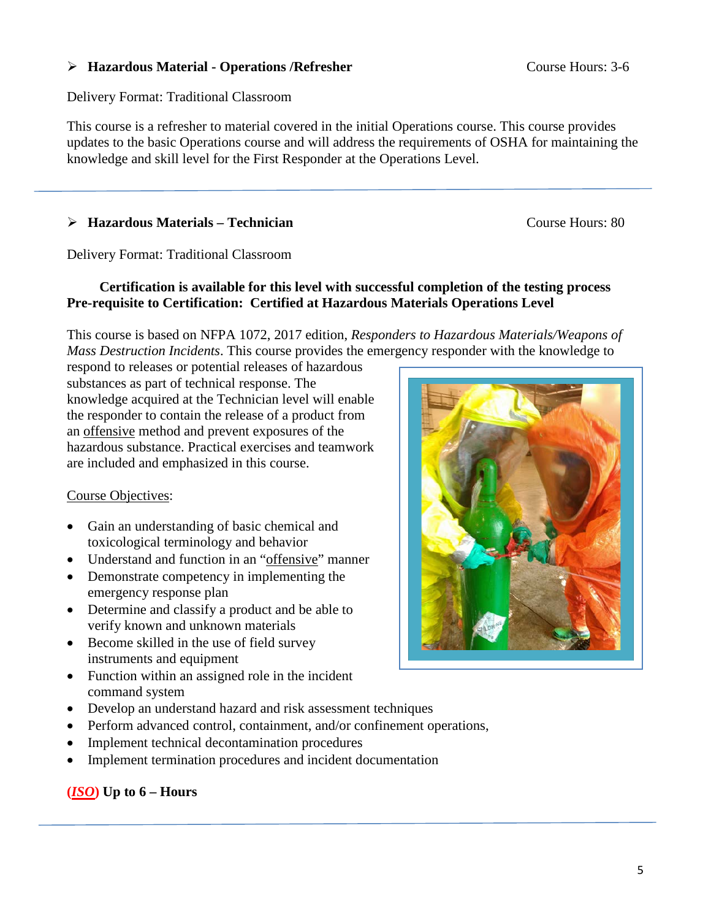### Hazardous Material - Operations /Refresher

Course Hours: 3-6

Delivery Format: Traditional Classroom

This course is a refresher to material covered in the initial Operations course. This course provides updates to the basic Operations course and will address the requirements of OSHA for maintaining the knowledge and skill level for the First Responder at the Operations Level.

---

### Hazardous Materials – Technician

Course Hours: 80

Delivery Format: Traditional Classroom

**Certification is available for this level with successful completion of the testing process**
**Pre-requisite to Certification: Certified at Hazardous Materials Operations Level**

This course is based on NFPA 1072, 2017 edition, *Responders to Hazardous Materials/Weapons of Mass Destruction Incidents*. This course provides the emergency responder with the knowledge to respond to releases or potential releases of hazardous substances as part of technical response. The knowledge acquired at the Technician level will enable the responder to contain the release of a product from an offensive method and prevent exposures of the hazardous substance. Practical exercises and teamwork are included and emphasized in this course.

Course Objectives:

- Gain an understanding of basic chemical and toxicological terminology and behavior
- Understand and function in an "offensive" manner
- Demonstrate competency in implementing the emergency response plan
- Determine and classify a product and be able to verify known and unknown materials
- Become skilled in the use of field survey instruments and equipment
- Function within an assigned role in the incident command system
- Develop an understand hazard and risk assessment techniques
- Perform advanced control, containment, and/or confinement operations,
- Implement technical decontamination procedures
- Implement termination procedures and incident documentation

**(*ISO*) Up to 6 – Hours**

---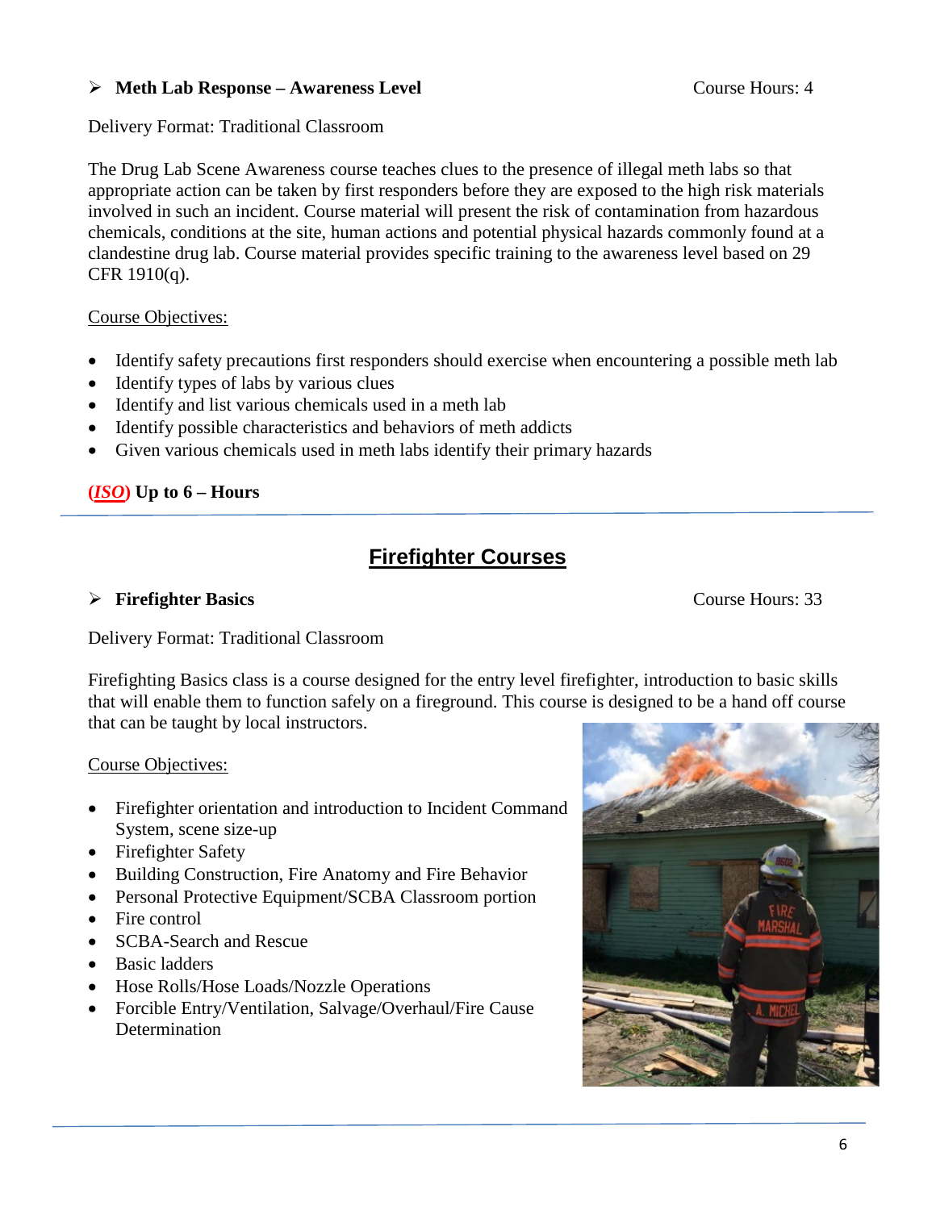- **Meth Lab Response – Awareness Level** Course Hours: 4

Delivery Format: Traditional Classroom

The Drug Lab Scene Awareness course teaches clues to the presence of illegal meth labs so that appropriate action can be taken by first responders before they are exposed to the high risk materials involved in such an incident. Course material will present the risk of contamination from hazardous chemicals, conditions at the site, human actions and potential physical hazards commonly found at a clandestine drug lab. Course material provides specific training to the awareness level based on 29 CFR 1910(q).

Course Objectives:

- Identify safety precautions first responders should exercise when encountering a possible meth lab
- Identify types of labs by various clues
- Identify and list various chemicals used in a meth lab
- Identify possible characteristics and behaviors of meth addicts
- Given various chemicals used in meth labs identify their primary hazards

**(*ISO*) Up to 6 – Hours**

## Firefighter Courses

- **Firefighter Basics** Course Hours: 33

Delivery Format: Traditional Classroom

Firefighting Basics class is a course designed for the entry level firefighter, introduction to basic skills that will enable them to function safely on a fireground. This course is designed to be a hand off course that can be taught by local instructors.

Course Objectives:

- Firefighter orientation and introduction to Incident Command System, scene size-up
- Firefighter Safety
- Building Construction, Fire Anatomy and Fire Behavior
- Personal Protective Equipment/SCBA Classroom portion
- Fire control
- SCBA-Search and Rescue
- Basic ladders
- Hose Rolls/Hose Loads/Nozzle Operations
- Forcible Entry/Ventilation, Salvage/Overhaul/Fire Cause Determination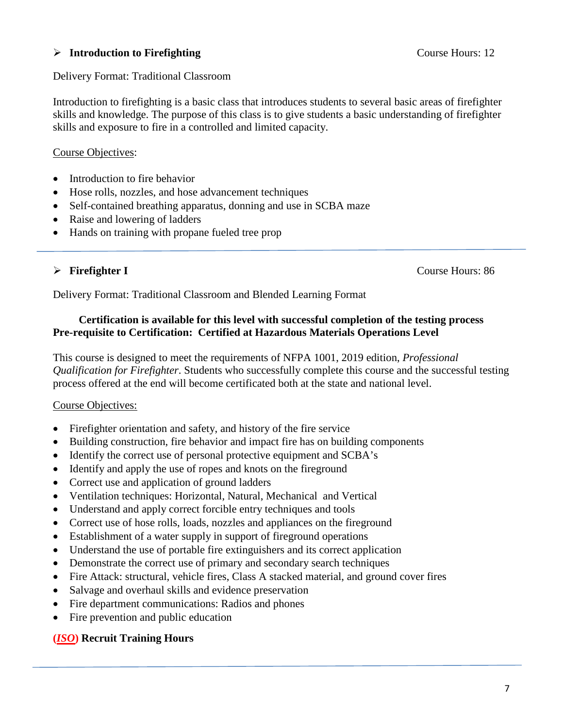### Introduction to Firefighting

Course Hours: 12

Delivery Format: Traditional Classroom

Introduction to firefighting is a basic class that introduces students to several basic areas of firefighter skills and knowledge. The purpose of this class is to give students a basic understanding of firefighter skills and exposure to fire in a controlled and limited capacity.

Course Objectives:

- Introduction to fire behavior
- Hose rolls, nozzles, and hose advancement techniques
- Self-contained breathing apparatus, donning and use in SCBA maze
- Raise and lowering of ladders
- Hands on training with propane fueled tree prop

---

### Firefighter I

Course Hours: 86

Delivery Format: Traditional Classroom and Blended Learning Format

**Certification is available for this level with successful completion of the testing process**
**Pre-requisite to Certification: Certified at Hazardous Materials Operations Level**

This course is designed to meet the requirements of NFPA 1001, 2019 edition, *Professional Qualification for Firefighter*. Students who successfully complete this course and the successful testing process offered at the end will become certificated both at the state and national level.

Course Objectives:

- Firefighter orientation and safety, and history of the fire service
- Building construction, fire behavior and impact fire has on building components
- Identify the correct use of personal protective equipment and SCBA's
- Identify and apply the use of ropes and knots on the fireground
- Correct use and application of ground ladders
- Ventilation techniques: Horizontal, Natural, Mechanical and Vertical
- Understand and apply correct forcible entry techniques and tools
- Correct use of hose rolls, loads, nozzles and appliances on the fireground
- Establishment of a water supply in support of fireground operations
- Understand the use of portable fire extinguishers and its correct application
- Demonstrate the correct use of primary and secondary search techniques
- Fire Attack: structural, vehicle fires, Class A stacked material, and ground cover fires
- Salvage and overhaul skills and evidence preservation
- Fire department communications: Radios and phones
- Fire prevention and public education

**(*ISO*) Recruit Training Hours**

---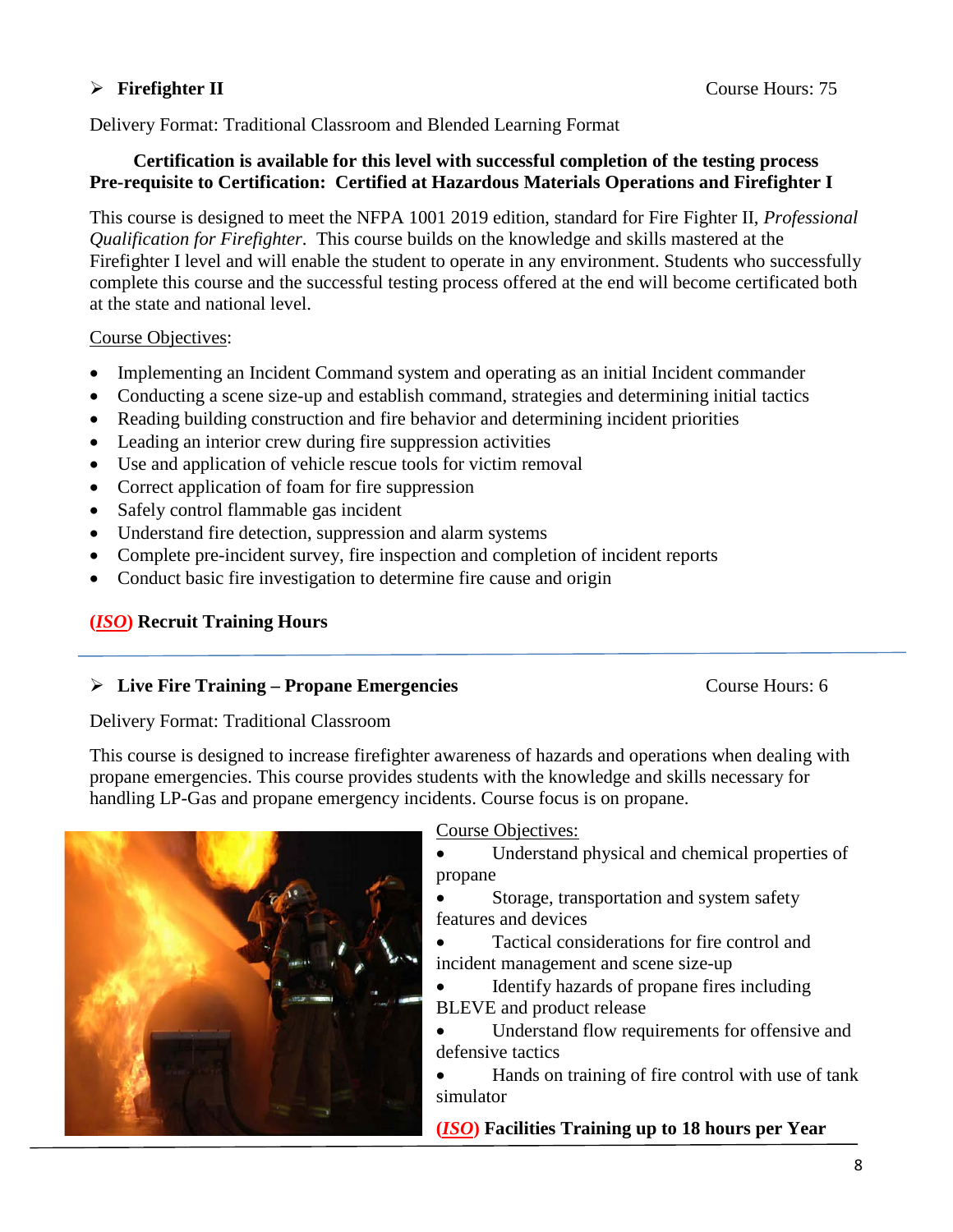## Firefighter II

Course Hours: 75

Delivery Format: Traditional Classroom and Blended Learning Format

**Certification is available for this level with successful completion of the testing process**
**Pre-requisite to Certification: Certified at Hazardous Materials Operations and Firefighter I**

This course is designed to meet the NFPA 1001 2019 edition, standard for Fire Fighter II, *Professional Qualification for Firefighter*. This course builds on the knowledge and skills mastered at the Firefighter I level and will enable the student to operate in any environment. Students who successfully complete this course and the successful testing process offered at the end will become certificated both at the state and national level.

Course Objectives:

- Implementing an Incident Command system and operating as an initial Incident commander
- Conducting a scene size-up and establish command, strategies and determining initial tactics
- Reading building construction and fire behavior and determining incident priorities
- Leading an interior crew during fire suppression activities
- Use and application of vehicle rescue tools for victim removal
- Correct application of foam for fire suppression
- Safely control flammable gas incident
- Understand fire detection, suppression and alarm systems
- Complete pre-incident survey, fire inspection and completion of incident reports
- Conduct basic fire investigation to determine fire cause and origin

**(*ISO*) Recruit Training Hours**

---

## Live Fire Training – Propane Emergencies

Course Hours: 6

Delivery Format: Traditional Classroom

This course is designed to increase firefighter awareness of hazards and operations when dealing with propane emergencies. This course provides students with the knowledge and skills necessary for handling LP-Gas and propane emergency incidents. Course focus is on propane.

Course Objectives:

- Understand physical and chemical properties of propane
- Storage, transportation and system safety features and devices
- Tactical considerations for fire control and incident management and scene size-up
- Identify hazards of propane fires including BLEVE and product release
- Understand flow requirements for offensive and defensive tactics
- Hands on training of fire control with use of tank simulator

**(*ISO*) Facilities Training up to 18 hours per Year**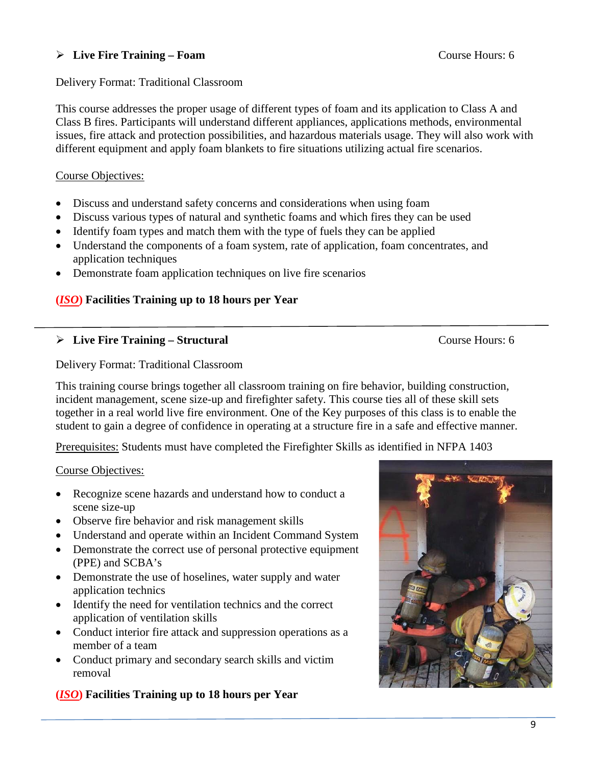## Live Fire Training – Foam

Course Hours: 6

Delivery Format: Traditional Classroom

This course addresses the proper usage of different types of foam and its application to Class A and Class B fires. Participants will understand different appliances, applications methods, environmental issues, fire attack and protection possibilities, and hazardous materials usage. They will also work with different equipment and apply foam blankets to fire situations utilizing actual fire scenarios.

Course Objectives:

- Discuss and understand safety concerns and considerations when using foam
- Discuss various types of natural and synthetic foams and which fires they can be used
- Identify foam types and match them with the type of fuels they can be applied
- Understand the components of a foam system, rate of application, foam concentrates, and application techniques
- Demonstrate foam application techniques on live fire scenarios

**(*ISO*) Facilities Training up to 18 hours per Year**

---

## Live Fire Training – Structural

Course Hours: 6

Delivery Format: Traditional Classroom

This training course brings together all classroom training on fire behavior, building construction, incident management, scene size-up and firefighter safety. This course ties all of these skill sets together in a real world live fire environment. One of the Key purposes of this class is to enable the student to gain a degree of confidence in operating at a structure fire in a safe and effective manner.

Prerequisites: Students must have completed the Firefighter Skills as identified in NFPA 1403

Course Objectives:

- Recognize scene hazards and understand how to conduct a scene size-up
- Observe fire behavior and risk management skills
- Understand and operate within an Incident Command System
- Demonstrate the correct use of personal protective equipment (PPE) and SCBA's
- Demonstrate the use of hoselines, water supply and water application technics
- Identify the need for ventilation technics and the correct application of ventilation skills
- Conduct interior fire attack and suppression operations as a member of a team
- Conduct primary and secondary search skills and victim removal

**(*ISO*) Facilities Training up to 18 hours per Year**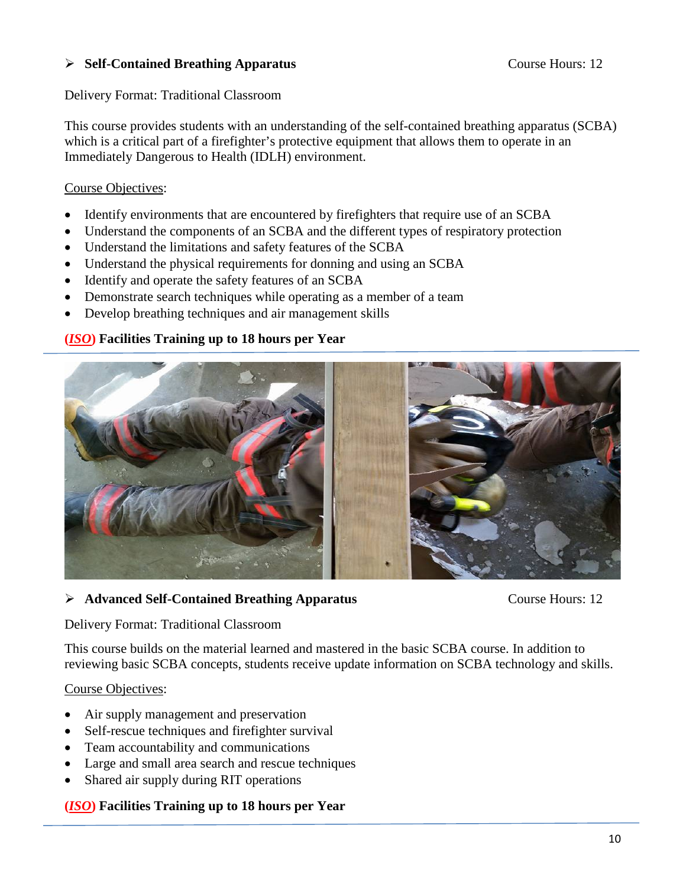### ➢ Self-Contained Breathing Apparatus

Course Hours: 12

Delivery Format: Traditional Classroom

This course provides students with an understanding of the self-contained breathing apparatus (SCBA) which is a critical part of a firefighter's protective equipment that allows them to operate in an Immediately Dangerous to Health (IDLH) environment.

Course Objectives:

- Identify environments that are encountered by firefighters that require use of an SCBA
- Understand the components of an SCBA and the different types of respiratory protection
- Understand the limitations and safety features of the SCBA
- Understand the physical requirements for donning and using an SCBA
- Identify and operate the safety features of an SCBA
- Demonstrate search techniques while operating as a member of a team
- Develop breathing techniques and air management skills

**(*ISO*) Facilities Training up to 18 hours per Year**

### ➢ Advanced Self-Contained Breathing Apparatus

Course Hours: 12

Delivery Format: Traditional Classroom

This course builds on the material learned and mastered in the basic SCBA course. In addition to reviewing basic SCBA concepts, students receive update information on SCBA technology and skills.

Course Objectives:

- Air supply management and preservation
- Self-rescue techniques and firefighter survival
- Team accountability and communications
- Large and small area search and rescue techniques
- Shared air supply during RIT operations

**(*ISO*) Facilities Training up to 18 hours per Year**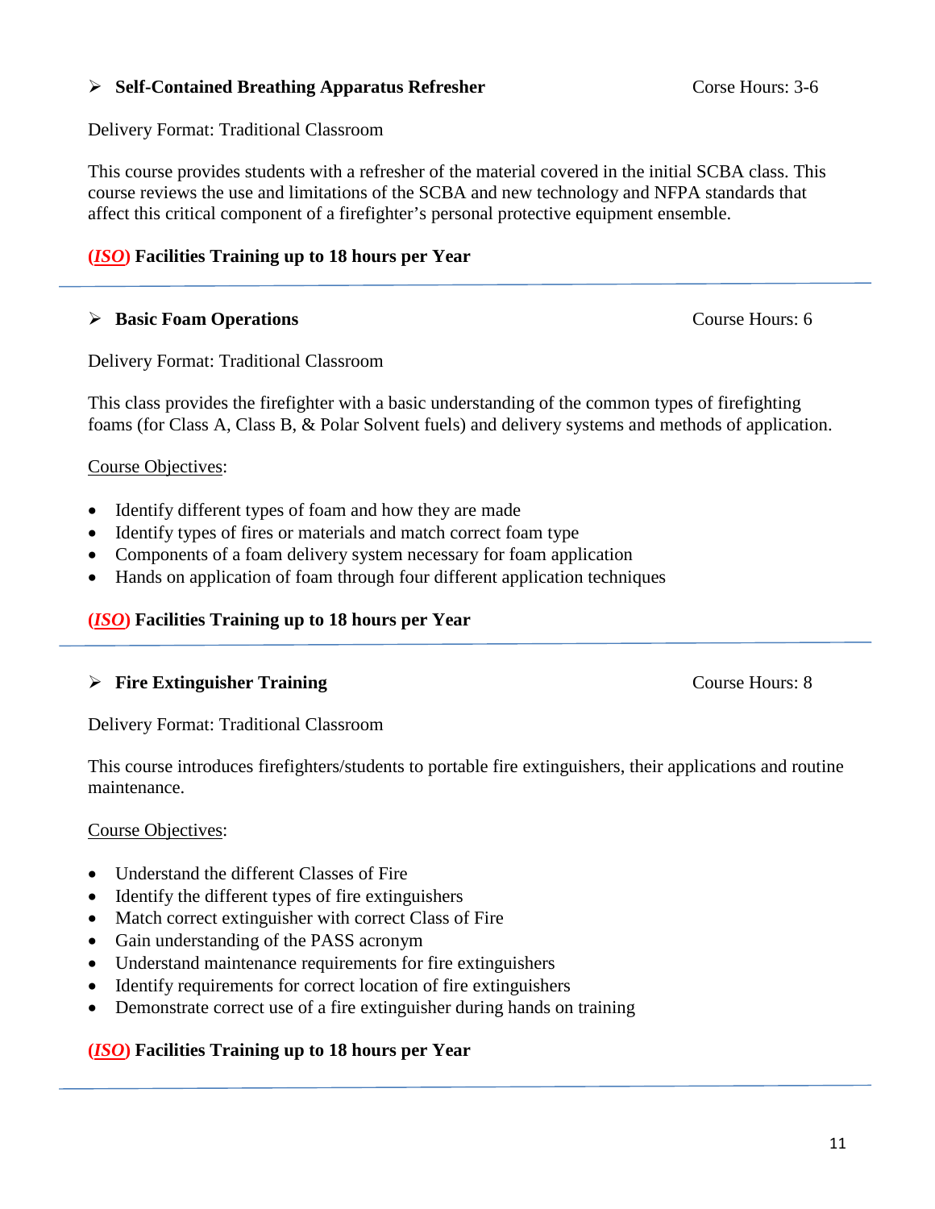- **Self-Contained Breathing Apparatus Refresher** Corse Hours: 3-6

Delivery Format: Traditional Classroom

This course provides students with a refresher of the material covered in the initial SCBA class. This course reviews the use and limitations of the SCBA and new technology and NFPA standards that affect this critical component of a firefighter's personal protective equipment ensemble.

**(*ISO*) Facilities Training up to 18 hours per Year**

---

- **Basic Foam Operations** Course Hours: 6

Delivery Format: Traditional Classroom

This class provides the firefighter with a basic understanding of the common types of firefighting foams (for Class A, Class B, & Polar Solvent fuels) and delivery systems and methods of application.

Course Objectives:

- Identify different types of foam and how they are made
- Identify types of fires or materials and match correct foam type
- Components of a foam delivery system necessary for foam application
- Hands on application of foam through four different application techniques

**(*ISO*) Facilities Training up to 18 hours per Year**

---

- **Fire Extinguisher Training** Course Hours: 8

Delivery Format: Traditional Classroom

This course introduces firefighters/students to portable fire extinguishers, their applications and routine maintenance.

Course Objectives:

- Understand the different Classes of Fire
- Identify the different types of fire extinguishers
- Match correct extinguisher with correct Class of Fire
- Gain understanding of the PASS acronym
- Understand maintenance requirements for fire extinguishers
- Identify requirements for correct location of fire extinguishers
- Demonstrate correct use of a fire extinguisher during hands on training

**(*ISO*) Facilities Training up to 18 hours per Year**

---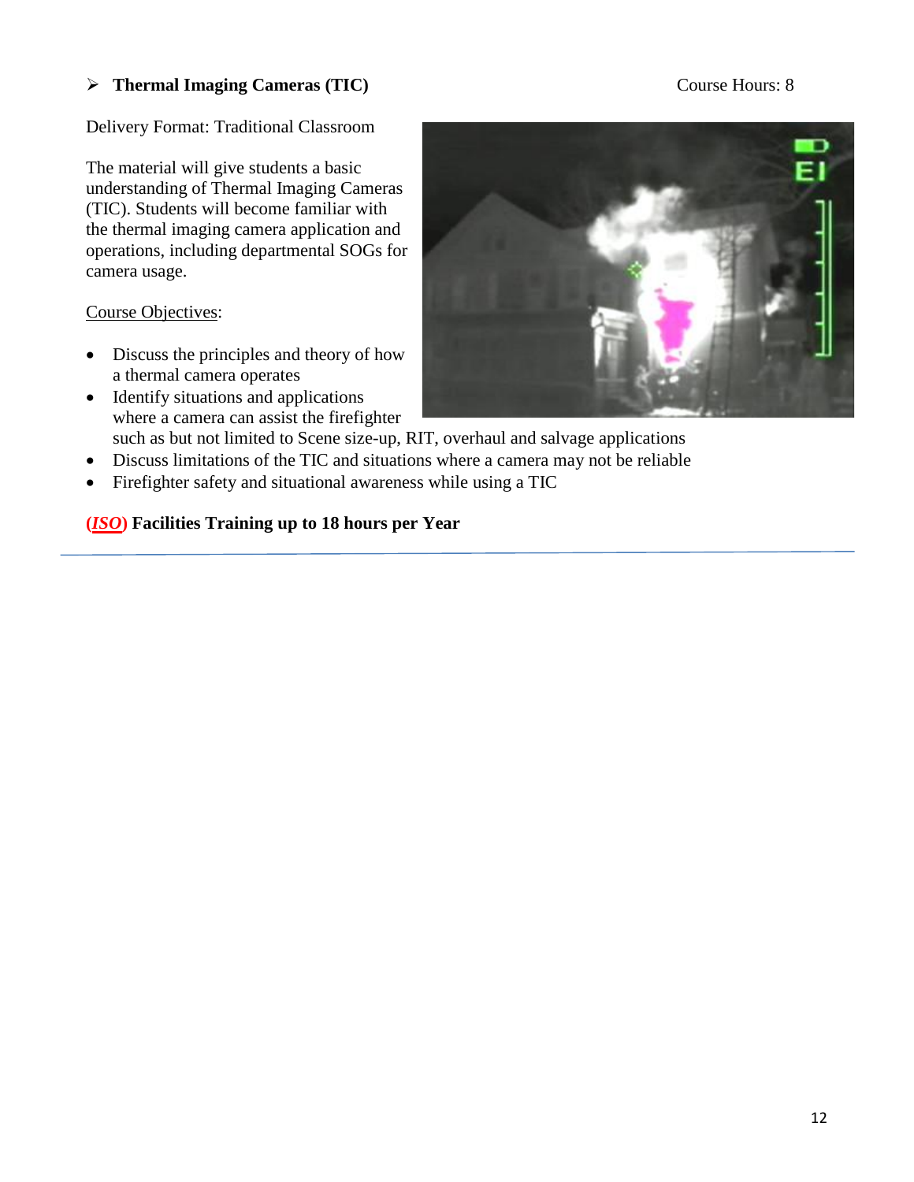## ➢ **Thermal Imaging Cameras (TIC)**

Course Hours: 8

Delivery Format: Traditional Classroom

The material will give students a basic understanding of Thermal Imaging Cameras (TIC). Students will become familiar with the thermal imaging camera application and operations, including departmental SOGs for camera usage.

Course Objectives:

- Discuss the principles and theory of how a thermal camera operates
- Identify situations and applications where a camera can assist the firefighter such as but not limited to Scene size-up, RIT, overhaul and salvage applications
- Discuss limitations of the TIC and situations where a camera may not be reliable
- Firefighter safety and situational awareness while using a TIC

**(*ISO*) Facilities Training up to 18 hours per Year**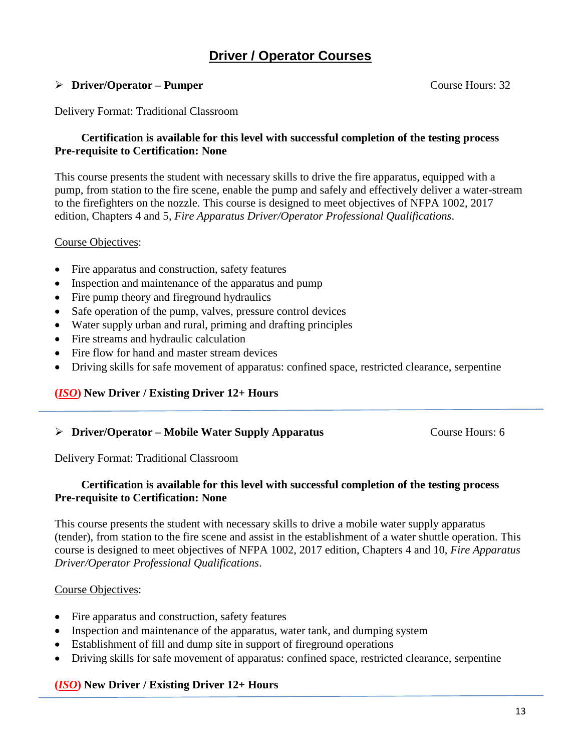# Driver / Operator Courses

- **Driver/Operator – Pumper** Course Hours: 32

Delivery Format: Traditional Classroom

**Certification is available for this level with successful completion of the testing process**
**Pre-requisite to Certification: None**

This course presents the student with necessary skills to drive the fire apparatus, equipped with a pump, from station to the fire scene, enable the pump and safely and effectively deliver a water-stream to the firefighters on the nozzle. This course is designed to meet objectives of NFPA 1002, 2017 edition, Chapters 4 and 5, *Fire Apparatus Driver/Operator Professional Qualifications*.

Course Objectives:

- Fire apparatus and construction, safety features
- Inspection and maintenance of the apparatus and pump
- Fire pump theory and fireground hydraulics
- Safe operation of the pump, valves, pressure control devices
- Water supply urban and rural, priming and drafting principles
- Fire streams and hydraulic calculation
- Fire flow for hand and master stream devices
- Driving skills for safe movement of apparatus: confined space, restricted clearance, serpentine

**(*ISO*) New Driver / Existing Driver 12+ Hours**

---

- **Driver/Operator – Mobile Water Supply Apparatus** Course Hours: 6

Delivery Format: Traditional Classroom

**Certification is available for this level with successful completion of the testing process**
**Pre-requisite to Certification: None**

This course presents the student with necessary skills to drive a mobile water supply apparatus (tender), from station to the fire scene and assist in the establishment of a water shuttle operation. This course is designed to meet objectives of NFPA 1002, 2017 edition, Chapters 4 and 10, *Fire Apparatus Driver/Operator Professional Qualifications*.

Course Objectives:

- Fire apparatus and construction, safety features
- Inspection and maintenance of the apparatus, water tank, and dumping system
- Establishment of fill and dump site in support of fireground operations
- Driving skills for safe movement of apparatus: confined space, restricted clearance, serpentine

**(*ISO*) New Driver / Existing Driver 12+ Hours**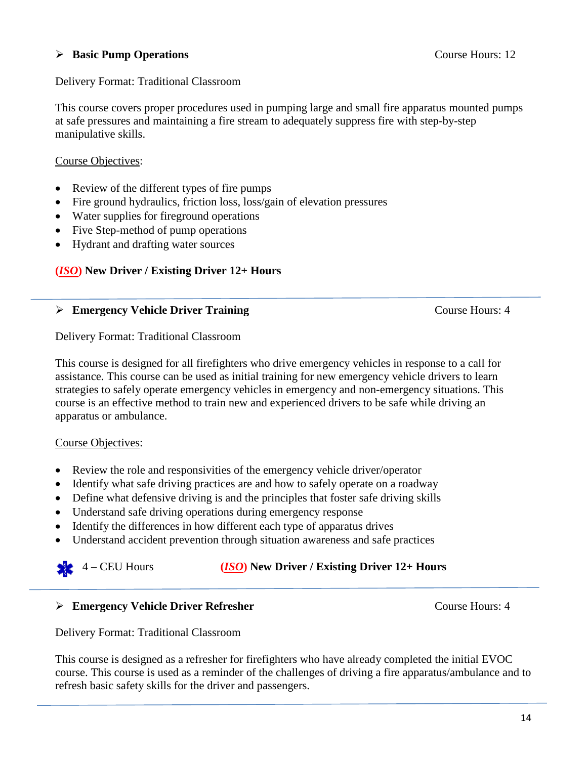### Basic Pump Operations

Course Hours: 12

Delivery Format: Traditional Classroom

This course covers proper procedures used in pumping large and small fire apparatus mounted pumps at safe pressures and maintaining a fire stream to adequately suppress fire with step-by-step manipulative skills.

Course Objectives:

- Review of the different types of fire pumps
- Fire ground hydraulics, friction loss, loss/gain of elevation pressures
- Water supplies for fireground operations
- Five Step-method of pump operations
- Hydrant and drafting water sources

**(*ISO*) New Driver / Existing Driver 12+ Hours**

---

### Emergency Vehicle Driver Training

Course Hours: 4

Delivery Format: Traditional Classroom

This course is designed for all firefighters who drive emergency vehicles in response to a call for assistance. This course can be used as initial training for new emergency vehicle drivers to learn strategies to safely operate emergency vehicles in emergency and non-emergency situations. This course is an effective method to train new and experienced drivers to be safe while driving an apparatus or ambulance.

Course Objectives:

- Review the role and responsivities of the emergency vehicle driver/operator
- Identify what safe driving practices are and how to safely operate on a roadway
- Define what defensive driving is and the principles that foster safe driving skills
- Understand safe driving operations during emergency response
- Identify the differences in how different each type of apparatus drives
- Understand accident prevention through situation awareness and safe practices

4 – CEU Hours **(*ISO*) New Driver / Existing Driver 12+ Hours**

---

### Emergency Vehicle Driver Refresher

Course Hours: 4

Delivery Format: Traditional Classroom

This course is designed as a refresher for firefighters who have already completed the initial EVOC course. This course is used as a reminder of the challenges of driving a fire apparatus/ambulance and to refresh basic safety skills for the driver and passengers.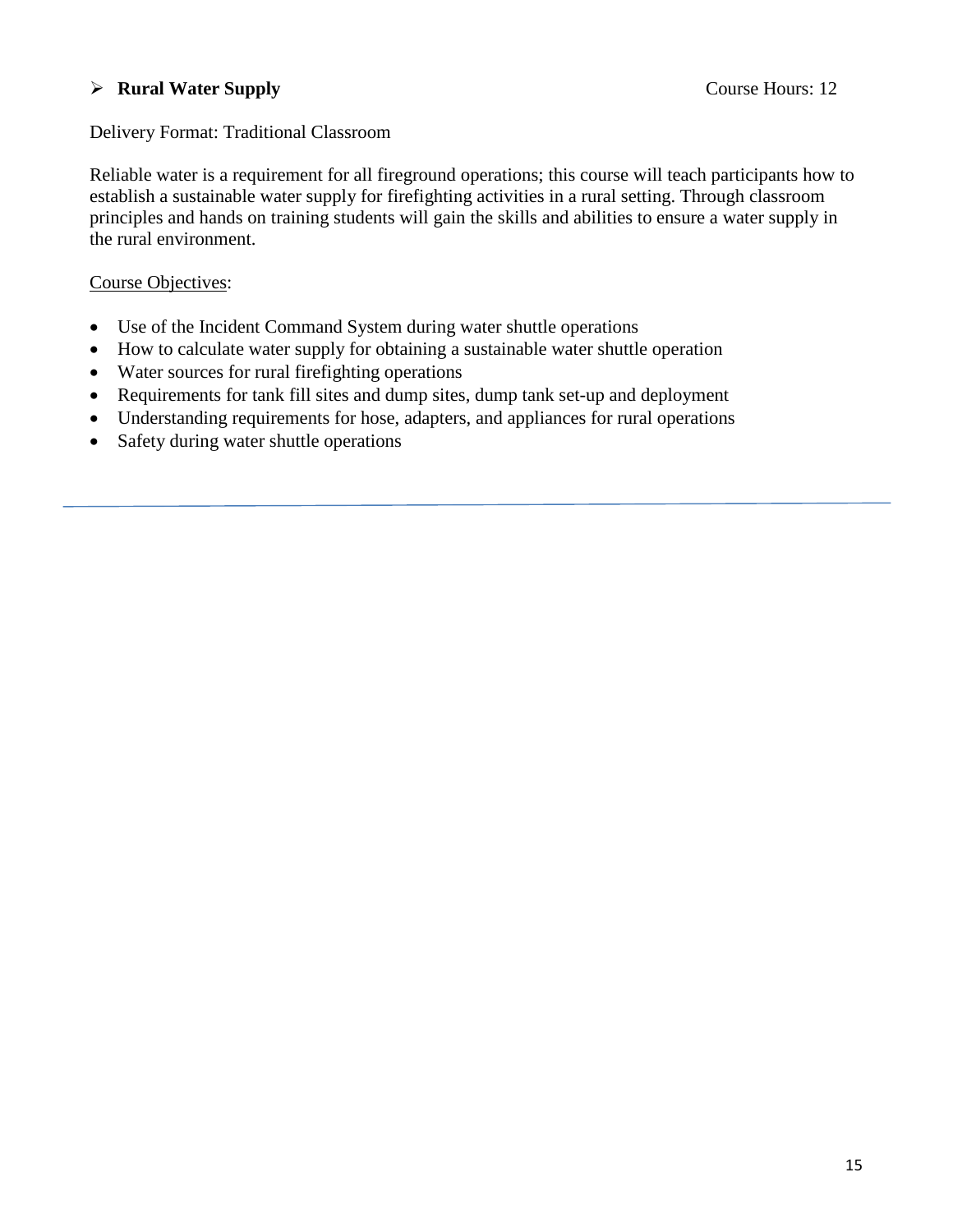- **Rural Water Supply** Course Hours: 12

Delivery Format: Traditional Classroom

Reliable water is a requirement for all fireground operations; this course will teach participants how to establish a sustainable water supply for firefighting activities in a rural setting. Through classroom principles and hands on training students will gain the skills and abilities to ensure a water supply in the rural environment.

Course Objectives:

- Use of the Incident Command System during water shuttle operations
- How to calculate water supply for obtaining a sustainable water shuttle operation
- Water sources for rural firefighting operations
- Requirements for tank fill sites and dump sites, dump tank set-up and deployment
- Understanding requirements for hose, adapters, and appliances for rural operations
- Safety during water shuttle operations

---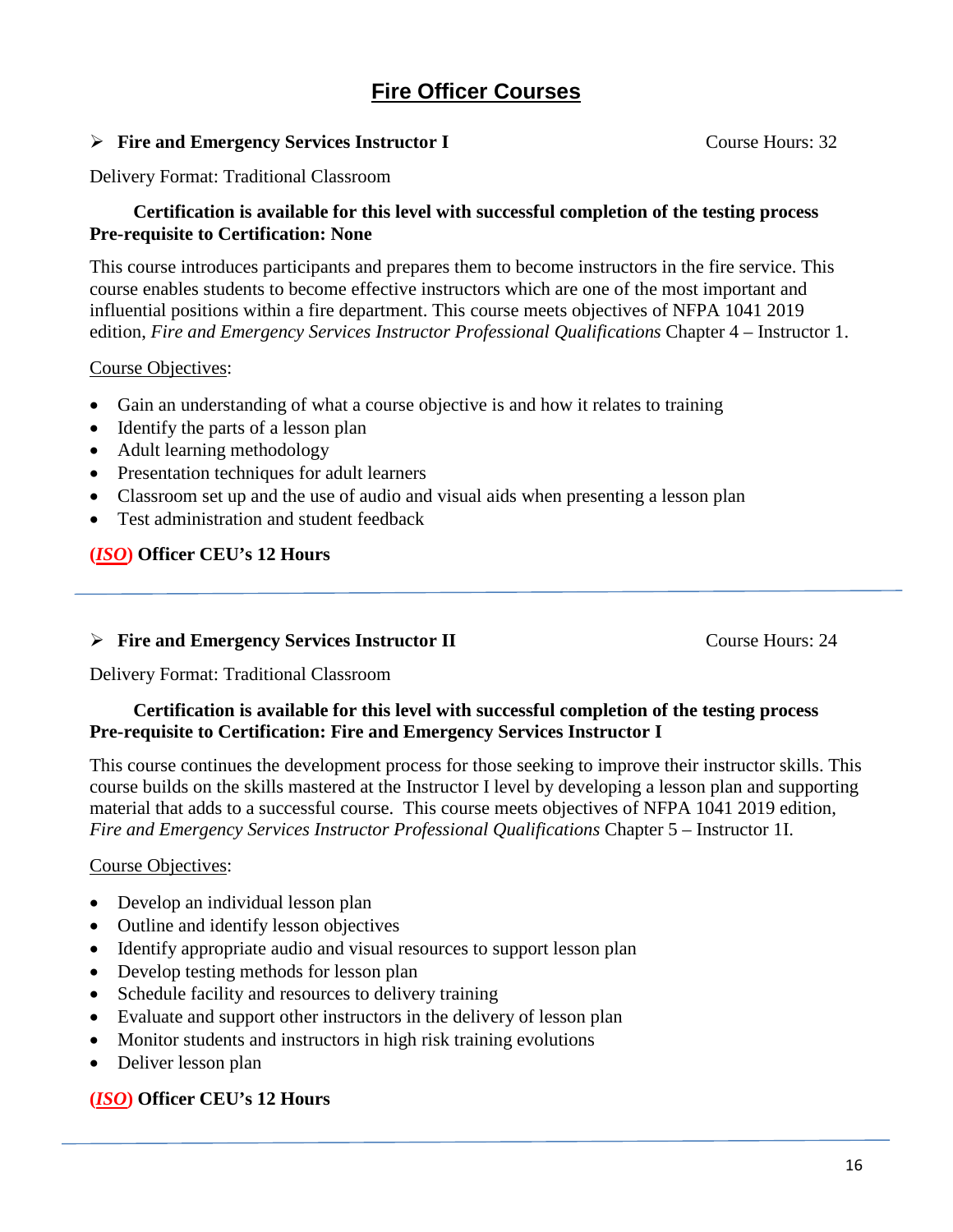# Fire Officer Courses

- **Fire and Emergency Services Instructor I** Course Hours: 32

Delivery Format: Traditional Classroom

**Certification is available for this level with successful completion of the testing process**
**Pre-requisite to Certification: None**

This course introduces participants and prepares them to become instructors in the fire service. This course enables students to become effective instructors which are one of the most important and influential positions within a fire department. This course meets objectives of NFPA 1041 2019 edition, *Fire and Emergency Services Instructor Professional Qualifications* Chapter 4 – Instructor 1.

Course Objectives:

- Gain an understanding of what a course objective is and how it relates to training
- Identify the parts of a lesson plan
- Adult learning methodology
- Presentation techniques for adult learners
- Classroom set up and the use of audio and visual aids when presenting a lesson plan
- Test administration and student feedback

**(*ISO*) Officer CEU's 12 Hours**

---

- **Fire and Emergency Services Instructor II** Course Hours: 24

Delivery Format: Traditional Classroom

**Certification is available for this level with successful completion of the testing process**
**Pre-requisite to Certification: Fire and Emergency Services Instructor I**

This course continues the development process for those seeking to improve their instructor skills. This course builds on the skills mastered at the Instructor I level by developing a lesson plan and supporting material that adds to a successful course. This course meets objectives of NFPA 1041 2019 edition, *Fire and Emergency Services Instructor Professional Qualifications* Chapter 5 – Instructor 1I.

Course Objectives:

- Develop an individual lesson plan
- Outline and identify lesson objectives
- Identify appropriate audio and visual resources to support lesson plan
- Develop testing methods for lesson plan
- Schedule facility and resources to delivery training
- Evaluate and support other instructors in the delivery of lesson plan
- Monitor students and instructors in high risk training evolutions
- Deliver lesson plan

**(*ISO*) Officer CEU's 12 Hours**

---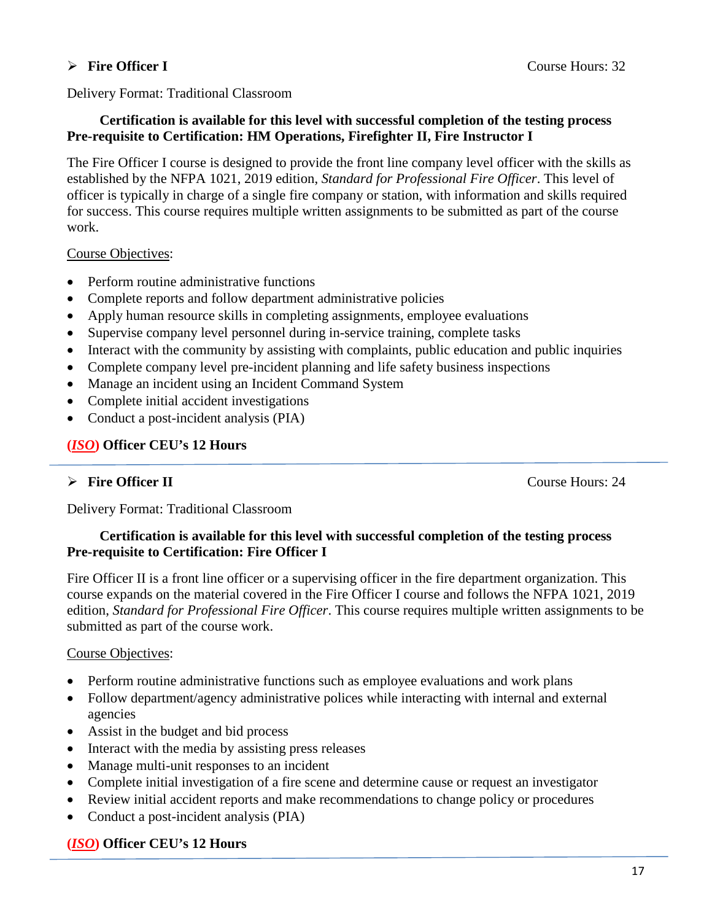### ➢ **Fire Officer I**

Course Hours: 32

Delivery Format: Traditional Classroom

**Certification is available for this level with successful completion of the testing process**
**Pre-requisite to Certification: HM Operations, Firefighter II, Fire Instructor I**

The Fire Officer I course is designed to provide the front line company level officer with the skills as established by the NFPA 1021, 2019 edition, *Standard for Professional Fire Officer*. This level of officer is typically in charge of a single fire company or station, with information and skills required for success. This course requires multiple written assignments to be submitted as part of the course work.

Course Objectives:

- Perform routine administrative functions
- Complete reports and follow department administrative policies
- Apply human resource skills in completing assignments, employee evaluations
- Supervise company level personnel during in-service training, complete tasks
- Interact with the community by assisting with complaints, public education and public inquiries
- Complete company level pre-incident planning and life safety business inspections
- Manage an incident using an Incident Command System
- Complete initial accident investigations
- Conduct a post-incident analysis (PIA)

**(*ISO*) Officer CEU's 12 Hours**

---

### ➢ **Fire Officer II**

Course Hours: 24

Delivery Format: Traditional Classroom

**Certification is available for this level with successful completion of the testing process**
**Pre-requisite to Certification: Fire Officer I**

Fire Officer II is a front line officer or a supervising officer in the fire department organization. This course expands on the material covered in the Fire Officer I course and follows the NFPA 1021, 2019 edition, *Standard for Professional Fire Officer*. This course requires multiple written assignments to be submitted as part of the course work.

Course Objectives:

- Perform routine administrative functions such as employee evaluations and work plans
- Follow department/agency administrative polices while interacting with internal and external agencies
- Assist in the budget and bid process
- Interact with the media by assisting press releases
- Manage multi-unit responses to an incident
- Complete initial investigation of a fire scene and determine cause or request an investigator
- Review initial accident reports and make recommendations to change policy or procedures
- Conduct a post-incident analysis (PIA)

**(*ISO*) Officer CEU's 12 Hours**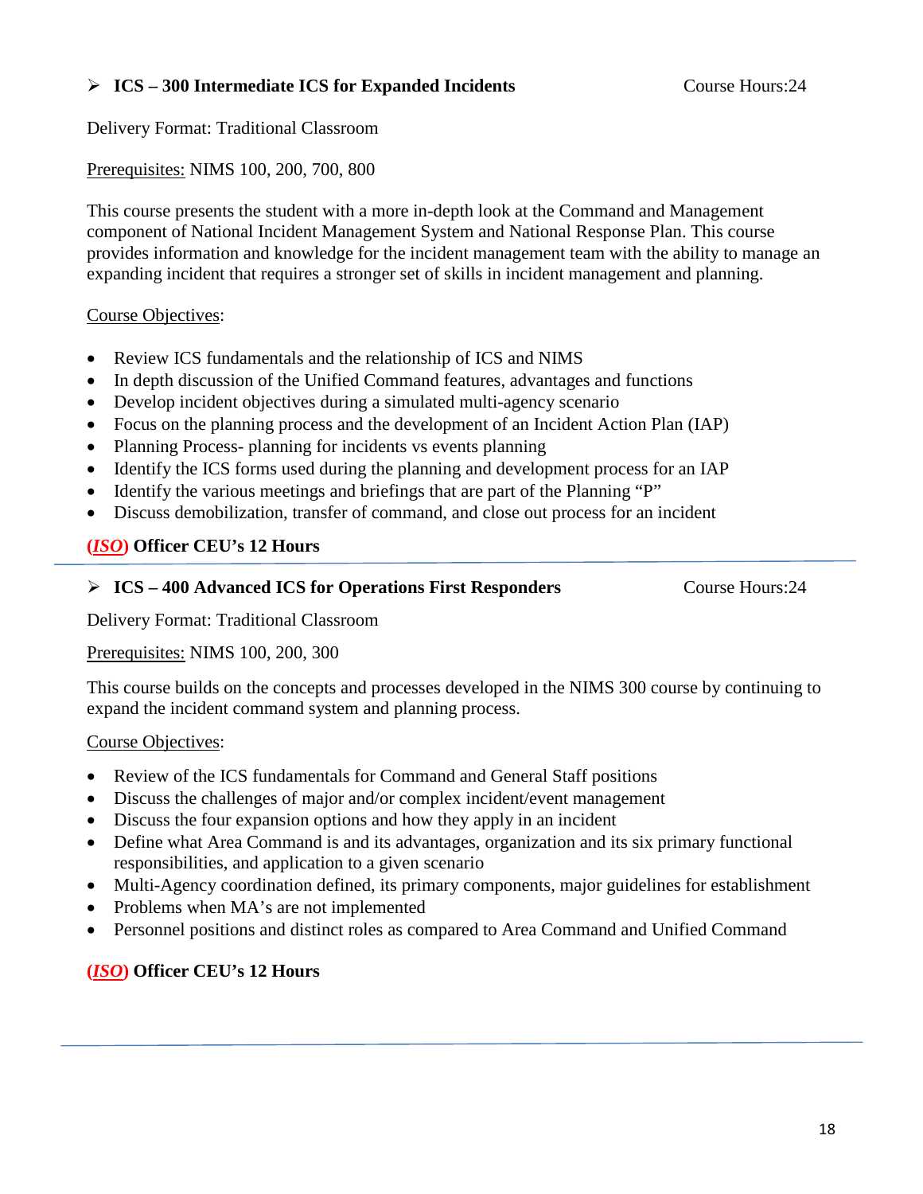## ➢ ICS – 300 Intermediate ICS for Expanded Incidents

Course Hours:24

Delivery Format: Traditional Classroom

Prerequisites: NIMS 100, 200, 700, 800

This course presents the student with a more in-depth look at the Command and Management component of National Incident Management System and National Response Plan. This course provides information and knowledge for the incident management team with the ability to manage an expanding incident that requires a stronger set of skills in incident management and planning.

Course Objectives:

- Review ICS fundamentals and the relationship of ICS and NIMS
- In depth discussion of the Unified Command features, advantages and functions
- Develop incident objectives during a simulated multi-agency scenario
- Focus on the planning process and the development of an Incident Action Plan (IAP)
- Planning Process- planning for incidents vs events planning
- Identify the ICS forms used during the planning and development process for an IAP
- Identify the various meetings and briefings that are part of the Planning "P"
- Discuss demobilization, transfer of command, and close out process for an incident

**(*ISO*) Officer CEU's 12 Hours**

---

## ➢ ICS – 400 Advanced ICS for Operations First Responders

Course Hours:24

Delivery Format: Traditional Classroom

Prerequisites: NIMS 100, 200, 300

This course builds on the concepts and processes developed in the NIMS 300 course by continuing to expand the incident command system and planning process.

Course Objectives:

- Review of the ICS fundamentals for Command and General Staff positions
- Discuss the challenges of major and/or complex incident/event management
- Discuss the four expansion options and how they apply in an incident
- Define what Area Command is and its advantages, organization and its six primary functional responsibilities, and application to a given scenario
- Multi-Agency coordination defined, its primary components, major guidelines for establishment
- Problems when MA's are not implemented
- Personnel positions and distinct roles as compared to Area Command and Unified Command

**(*ISO*) Officer CEU's 12 Hours**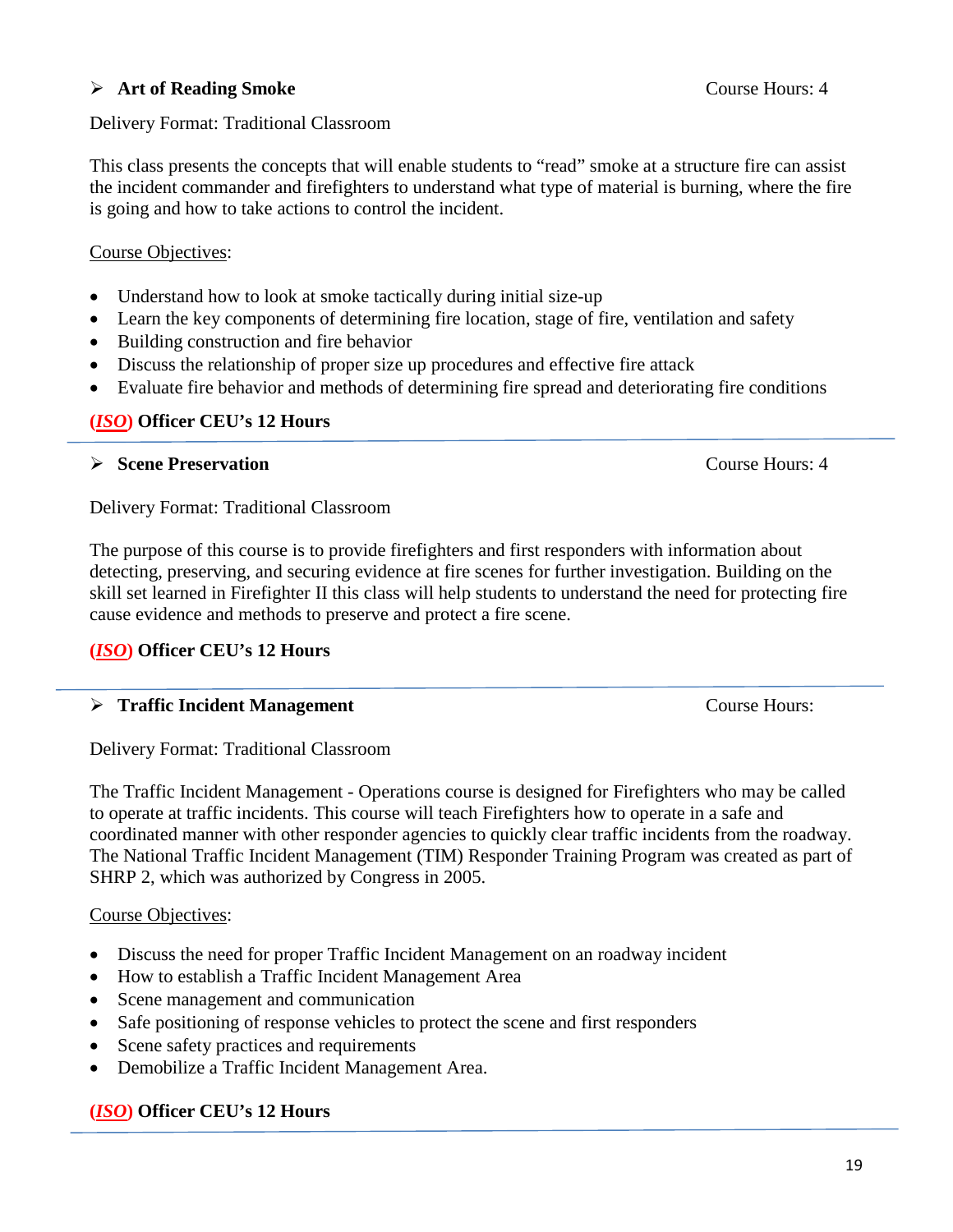- **Art of Reading Smoke** Course Hours: 4

Delivery Format: Traditional Classroom

This class presents the concepts that will enable students to "read" smoke at a structure fire can assist the incident commander and firefighters to understand what type of material is burning, where the fire is going and how to take actions to control the incident.

Course Objectives:

- Understand how to look at smoke tactically during initial size-up
- Learn the key components of determining fire location, stage of fire, ventilation and safety
- Building construction and fire behavior
- Discuss the relationship of proper size up procedures and effective fire attack
- Evaluate fire behavior and methods of determining fire spread and deteriorating fire conditions

**(*ISO*) Officer CEU's 12 Hours**

---

- **Scene Preservation** Course Hours: 4

Delivery Format: Traditional Classroom

The purpose of this course is to provide firefighters and first responders with information about detecting, preserving, and securing evidence at fire scenes for further investigation. Building on the skill set learned in Firefighter II this class will help students to understand the need for protecting fire cause evidence and methods to preserve and protect a fire scene.

**(*ISO*) Officer CEU's 12 Hours**

---

- **Traffic Incident Management** Course Hours:

Delivery Format: Traditional Classroom

The Traffic Incident Management - Operations course is designed for Firefighters who may be called to operate at traffic incidents. This course will teach Firefighters how to operate in a safe and coordinated manner with other responder agencies to quickly clear traffic incidents from the roadway. The National Traffic Incident Management (TIM) Responder Training Program was created as part of SHRP 2, which was authorized by Congress in 2005.

Course Objectives:

- Discuss the need for proper Traffic Incident Management on an roadway incident
- How to establish a Traffic Incident Management Area
- Scene management and communication
- Safe positioning of response vehicles to protect the scene and first responders
- Scene safety practices and requirements
- Demobilize a Traffic Incident Management Area.

**(*ISO*) Officer CEU's 12 Hours**

---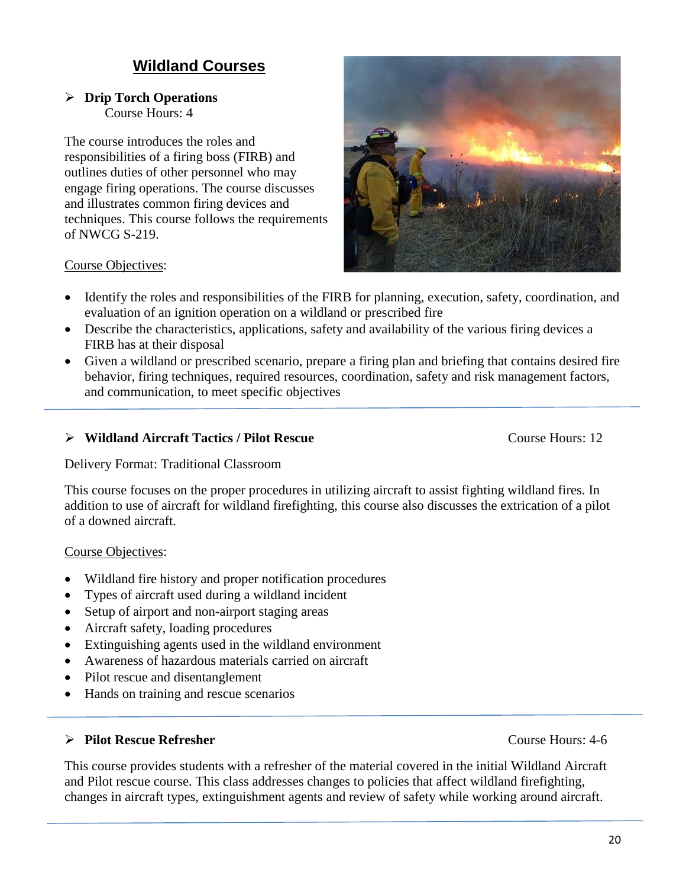## Wildland Courses

- **Drip Torch Operations**
  Course Hours: 4

The course introduces the roles and responsibilities of a firing boss (FIRB) and outlines duties of other personnel who may engage firing operations. The course discusses and illustrates common firing devices and techniques. This course follows the requirements of NWCG S-219.

Course Objectives:

- Identify the roles and responsibilities of the FIRB for planning, execution, safety, coordination, and evaluation of an ignition operation on a wildland or prescribed fire
- Describe the characteristics, applications, safety and availability of the various firing devices a FIRB has at their disposal
- Given a wildland or prescribed scenario, prepare a firing plan and briefing that contains desired fire behavior, firing techniques, required resources, coordination, safety and risk management factors, and communication, to meet specific objectives

---

- **Wildland Aircraft Tactics / Pilot Rescue** Course Hours: 12

Delivery Format: Traditional Classroom

This course focuses on the proper procedures in utilizing aircraft to assist fighting wildland fires. In addition to use of aircraft for wildland firefighting, this course also discusses the extrication of a pilot of a downed aircraft.

Course Objectives:

- Wildland fire history and proper notification procedures
- Types of aircraft used during a wildland incident
- Setup of airport and non-airport staging areas
- Aircraft safety, loading procedures
- Extinguishing agents used in the wildland environment
- Awareness of hazardous materials carried on aircraft
- Pilot rescue and disentanglement
- Hands on training and rescue scenarios

---

- **Pilot Rescue Refresher** Course Hours: 4-6

This course provides students with a refresher of the material covered in the initial Wildland Aircraft and Pilot rescue course. This class addresses changes to policies that affect wildland firefighting, changes in aircraft types, extinguishment agents and review of safety while working around aircraft.

---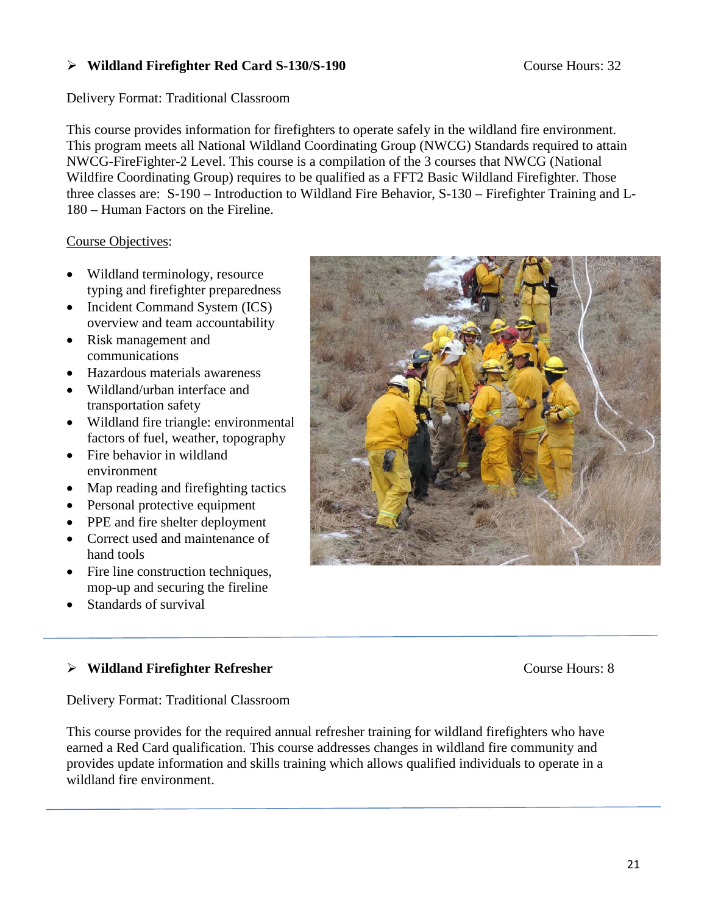## Wildland Firefighter Red Card S-130/S-190

Course Hours: 32

Delivery Format: Traditional Classroom

This course provides information for firefighters to operate safely in the wildland fire environment. This program meets all National Wildland Coordinating Group (NWCG) Standards required to attain NWCG-FireFighter-2 Level. This course is a compilation of the 3 courses that NWCG (National Wildfire Coordinating Group) requires to be qualified as a FFT2 Basic Wildland Firefighter. Those three classes are: S-190 – Introduction to Wildland Fire Behavior, S-130 – Firefighter Training and L-180 – Human Factors on the Fireline.

Course Objectives:

- Wildland terminology, resource typing and firefighter preparedness
- Incident Command System (ICS) overview and team accountability
- Risk management and communications
- Hazardous materials awareness
- Wildland/urban interface and transportation safety
- Wildland fire triangle: environmental factors of fuel, weather, topography
- Fire behavior in wildland environment
- Map reading and firefighting tactics
- Personal protective equipment
- PPE and fire shelter deployment
- Correct used and maintenance of hand tools
- Fire line construction techniques, mop-up and securing the fireline
- Standards of survival

---

## Wildland Firefighter Refresher

Course Hours: 8

Delivery Format: Traditional Classroom

This course provides for the required annual refresher training for wildland firefighters who have earned a Red Card qualification. This course addresses changes in wildland fire community and provides update information and skills training which allows qualified individuals to operate in a wildland fire environment.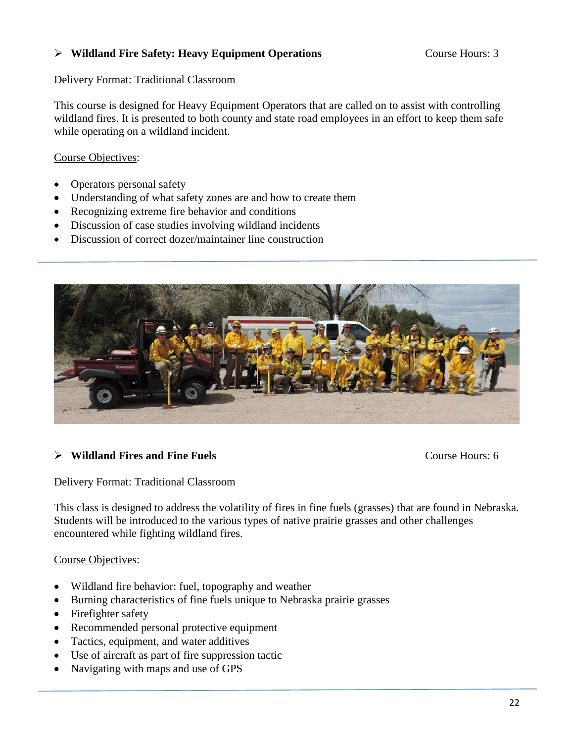- **Wildland Fire Safety: Heavy Equipment Operations** Course Hours: 3

Delivery Format: Traditional Classroom

This course is designed for Heavy Equipment Operators that are called on to assist with controlling wildland fires. It is presented to both county and state road employees in an effort to keep them safe while operating on a wildland incident.

Course Objectives:

- Operators personal safety
- Understanding of what safety zones are and how to create them
- Recognizing extreme fire behavior and conditions
- Discussion of case studies involving wildland incidents
- Discussion of correct dozer/maintainer line construction

---

- **Wildland Fires and Fine Fuels** Course Hours: 6

Delivery Format: Traditional Classroom

This class is designed to address the volatility of fires in fine fuels (grasses) that are found in Nebraska. Students will be introduced to the various types of native prairie grasses and other challenges encountered while fighting wildland fires.

Course Objectives:

- Wildland fire behavior: fuel, topography and weather
- Burning characteristics of fine fuels unique to Nebraska prairie grasses
- Firefighter safety
- Recommended personal protective equipment
- Tactics, equipment, and water additives
- Use of aircraft as part of fire suppression tactic
- Navigating with maps and use of GPS

---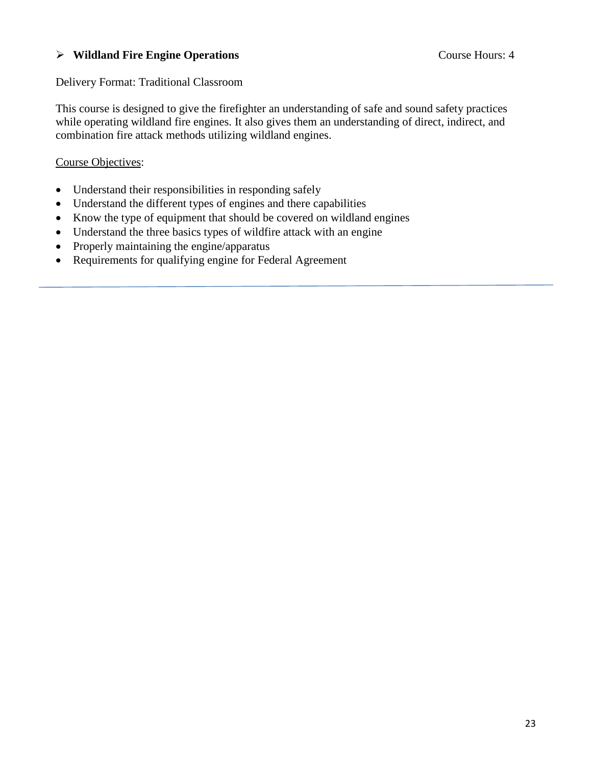## ➢ **Wildland Fire Engine Operations** Course Hours: 4

Delivery Format: Traditional Classroom

This course is designed to give the firefighter an understanding of safe and sound safety practices while operating wildland fire engines. It also gives them an understanding of direct, indirect, and combination fire attack methods utilizing wildland engines.

Course Objectives:

- Understand their responsibilities in responding safely
- Understand the different types of engines and there capabilities
- Know the type of equipment that should be covered on wildland engines
- Understand the three basics types of wildfire attack with an engine
- Properly maintaining the engine/apparatus
- Requirements for qualifying engine for Federal Agreement

---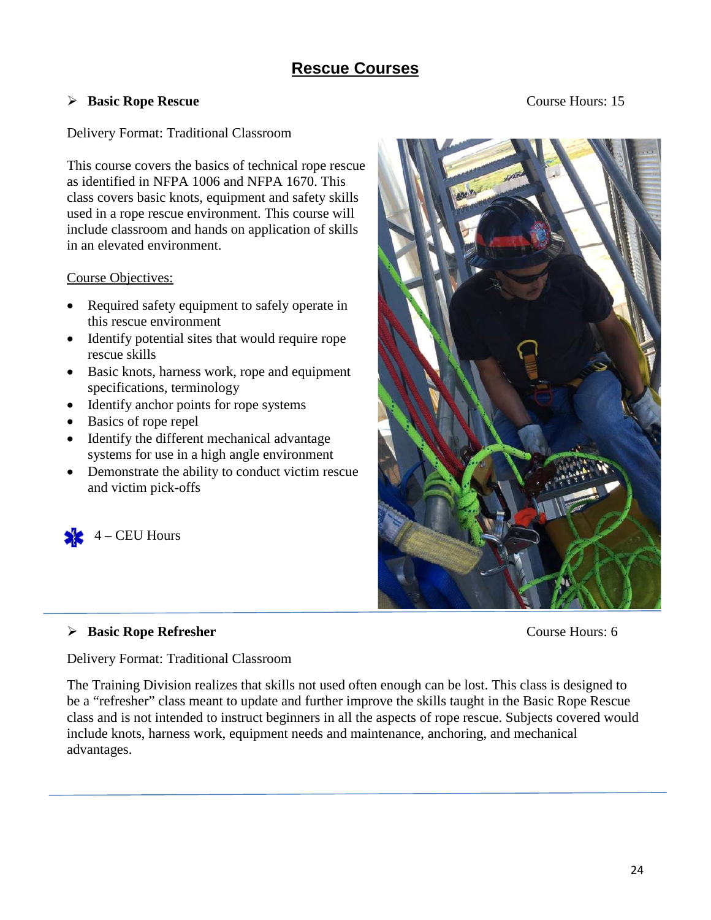# Rescue Courses

## ➢ Basic Rope Rescue

Course Hours: 15

Delivery Format: Traditional Classroom

This course covers the basics of technical rope rescue as identified in NFPA 1006 and NFPA 1670. This class covers basic knots, equipment and safety skills used in a rope rescue environment. This course will include classroom and hands on application of skills in an elevated environment.

Course Objectives:

- Required safety equipment to safely operate in this rescue environment
- Identify potential sites that would require rope rescue skills
- Basic knots, harness work, rope and equipment specifications, terminology
- Identify anchor points for rope systems
- Basics of rope repel
- Identify the different mechanical advantage systems for use in a high angle environment
- Demonstrate the ability to conduct victim rescue and victim pick-offs

4 – CEU Hours

---

## ➢ Basic Rope Refresher

Course Hours: 6

Delivery Format: Traditional Classroom

The Training Division realizes that skills not used often enough can be lost. This class is designed to be a "refresher" class meant to update and further improve the skills taught in the Basic Rope Rescue class and is not intended to instruct beginners in all the aspects of rope rescue. Subjects covered would include knots, harness work, equipment needs and maintenance, anchoring, and mechanical advantages.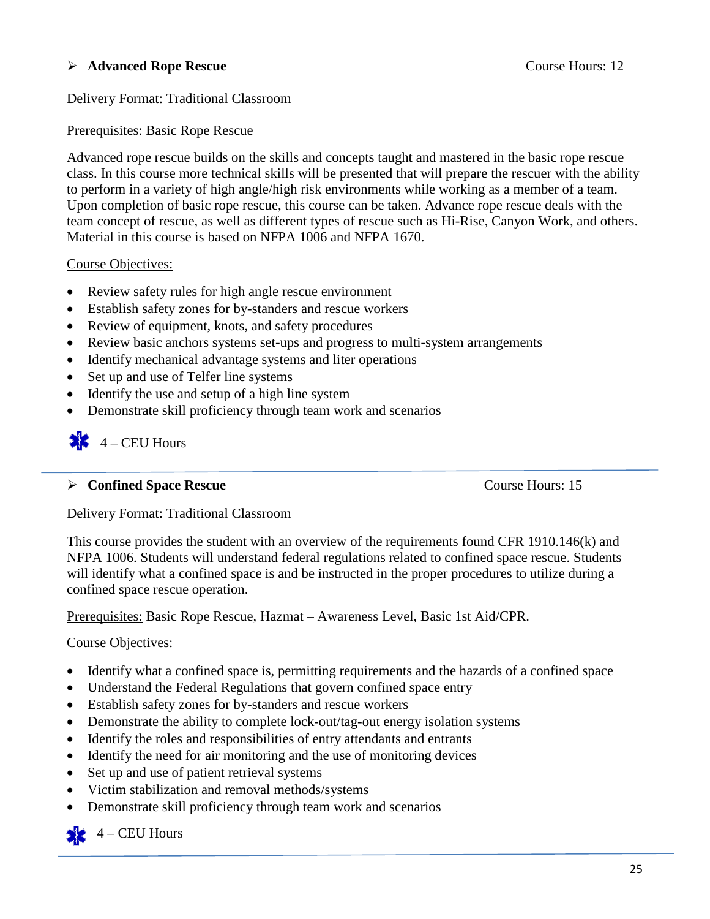- **Advanced Rope Rescue** Course Hours: 12

Delivery Format: Traditional Classroom

Prerequisites: Basic Rope Rescue

Advanced rope rescue builds on the skills and concepts taught and mastered in the basic rope rescue class. In this course more technical skills will be presented that will prepare the rescuer with the ability to perform in a variety of high angle/high risk environments while working as a member of a team. Upon completion of basic rope rescue, this course can be taken. Advance rope rescue deals with the team concept of rescue, as well as different types of rescue such as Hi-Rise, Canyon Work, and others. Material in this course is based on NFPA 1006 and NFPA 1670.

Course Objectives:

- Review safety rules for high angle rescue environment
- Establish safety zones for by-standers and rescue workers
- Review of equipment, knots, and safety procedures
- Review basic anchors systems set-ups and progress to multi-system arrangements
- Identify mechanical advantage systems and liter operations
- Set up and use of Telfer line systems
- Identify the use and setup of a high line system
- Demonstrate skill proficiency through team work and scenarios

4 – CEU Hours

---

- **Confined Space Rescue** Course Hours: 15

Delivery Format: Traditional Classroom

This course provides the student with an overview of the requirements found CFR 1910.146(k) and NFPA 1006. Students will understand federal regulations related to confined space rescue. Students will identify what a confined space is and be instructed in the proper procedures to utilize during a confined space rescue operation.

Prerequisites: Basic Rope Rescue, Hazmat – Awareness Level, Basic 1st Aid/CPR.

Course Objectives:

- Identify what a confined space is, permitting requirements and the hazards of a confined space
- Understand the Federal Regulations that govern confined space entry
- Establish safety zones for by-standers and rescue workers
- Demonstrate the ability to complete lock-out/tag-out energy isolation systems
- Identify the roles and responsibilities of entry attendants and entrants
- Identify the need for air monitoring and the use of monitoring devices
- Set up and use of patient retrieval systems
- Victim stabilization and removal methods/systems
- Demonstrate skill proficiency through team work and scenarios

4 – CEU Hours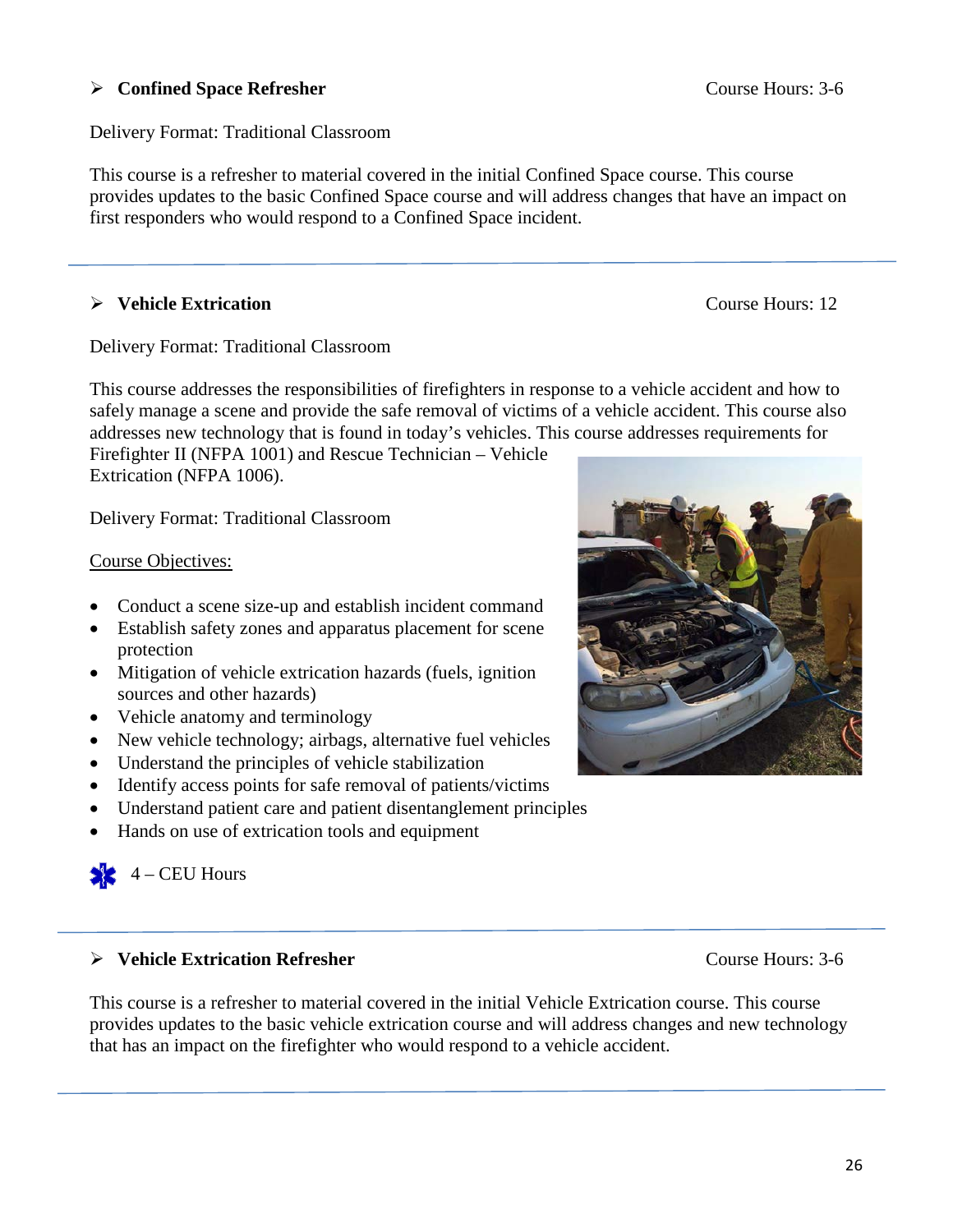## Confined Space Refresher

Course Hours: 3-6

Delivery Format: Traditional Classroom

This course is a refresher to material covered in the initial Confined Space course. This course provides updates to the basic Confined Space course and will address changes that have an impact on first responders who would respond to a Confined Space incident.

---

## Vehicle Extrication

Course Hours: 12

Delivery Format: Traditional Classroom

This course addresses the responsibilities of firefighters in response to a vehicle accident and how to safely manage a scene and provide the safe removal of victims of a vehicle accident. This course also addresses new technology that is found in today's vehicles. This course addresses requirements for Firefighter II (NFPA 1001) and Rescue Technician – Vehicle Extrication (NFPA 1006).

Delivery Format: Traditional Classroom

<u>Course Objectives:</u>

- Conduct a scene size-up and establish incident command
- Establish safety zones and apparatus placement for scene protection
- Mitigation of vehicle extrication hazards (fuels, ignition sources and other hazards)
- Vehicle anatomy and terminology
- New vehicle technology; airbags, alternative fuel vehicles
- Understand the principles of vehicle stabilization
- Identify access points for safe removal of patients/victims
- Understand patient care and patient disentanglement principles
- Hands on use of extrication tools and equipment

4 – CEU Hours

---

## Vehicle Extrication Refresher

Course Hours: 3-6

This course is a refresher to material covered in the initial Vehicle Extrication course. This course provides updates to the basic vehicle extrication course and will address changes and new technology that has an impact on the firefighter who would respond to a vehicle accident.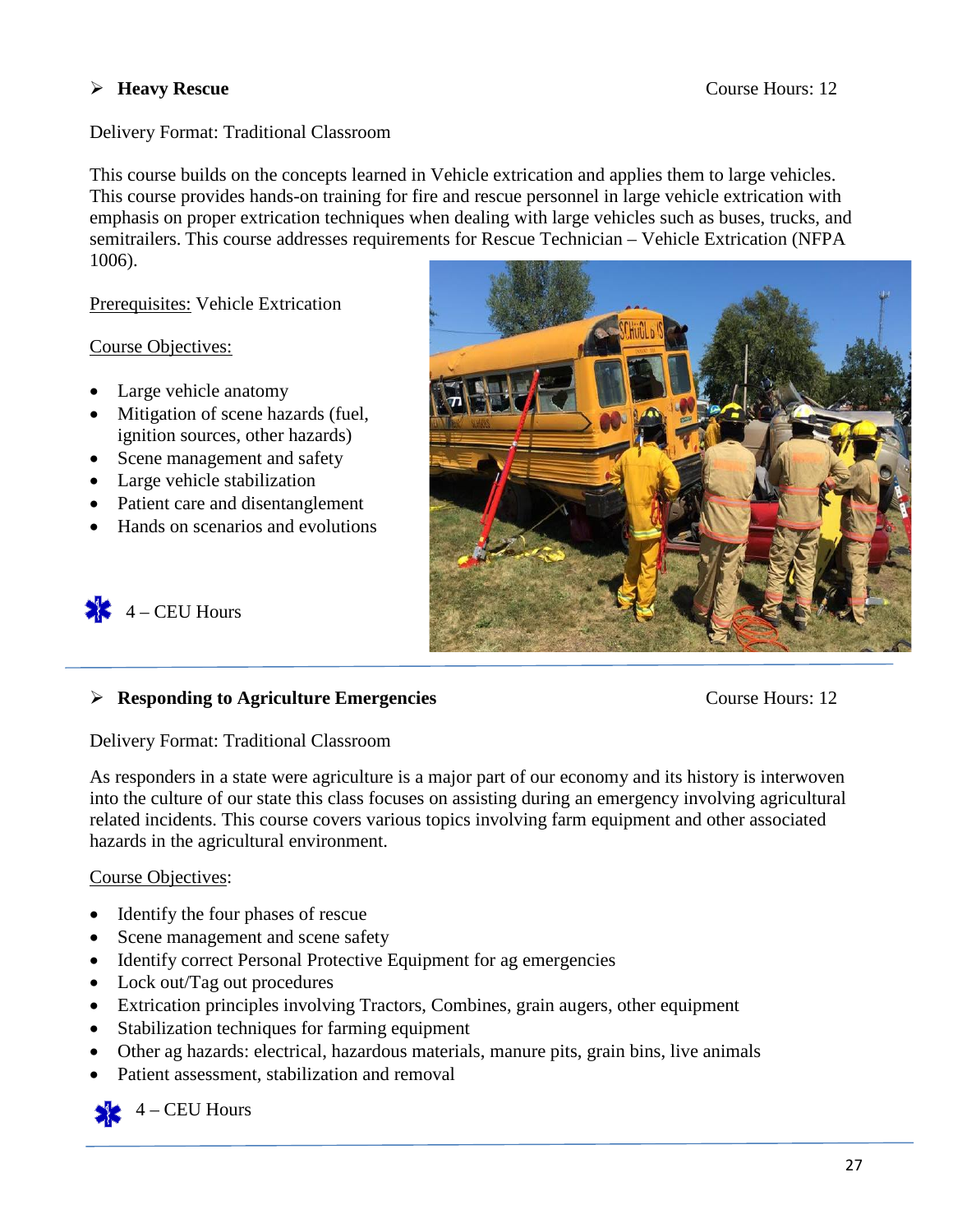## ➢ **Heavy Rescue**

Course Hours: 12

Delivery Format: Traditional Classroom

This course builds on the concepts learned in Vehicle extrication and applies them to large vehicles. This course provides hands-on training for fire and rescue personnel in large vehicle extrication with emphasis on proper extrication techniques when dealing with large vehicles such as buses, trucks, and semitrailers. This course addresses requirements for Rescue Technician – Vehicle Extrication (NFPA 1006).

Prerequisites: Vehicle Extrication

Course Objectives:

- Large vehicle anatomy
- Mitigation of scene hazards (fuel, ignition sources, other hazards)
- Scene management and safety
- Large vehicle stabilization
- Patient care and disentanglement
- Hands on scenarios and evolutions

4 – CEU Hours

---

## ➢ **Responding to Agriculture Emergencies**

Course Hours: 12

Delivery Format: Traditional Classroom

As responders in a state were agriculture is a major part of our economy and its history is interwoven into the culture of our state this class focuses on assisting during an emergency involving agricultural related incidents. This course covers various topics involving farm equipment and other associated hazards in the agricultural environment.

Course Objectives:

- Identify the four phases of rescue
- Scene management and scene safety
- Identify correct Personal Protective Equipment for ag emergencies
- Lock out/Tag out procedures
- Extrication principles involving Tractors, Combines, grain augers, other equipment
- Stabilization techniques for farming equipment
- Other ag hazards: electrical, hazardous materials, manure pits, grain bins, live animals
- Patient assessment, stabilization and removal

4 – CEU Hours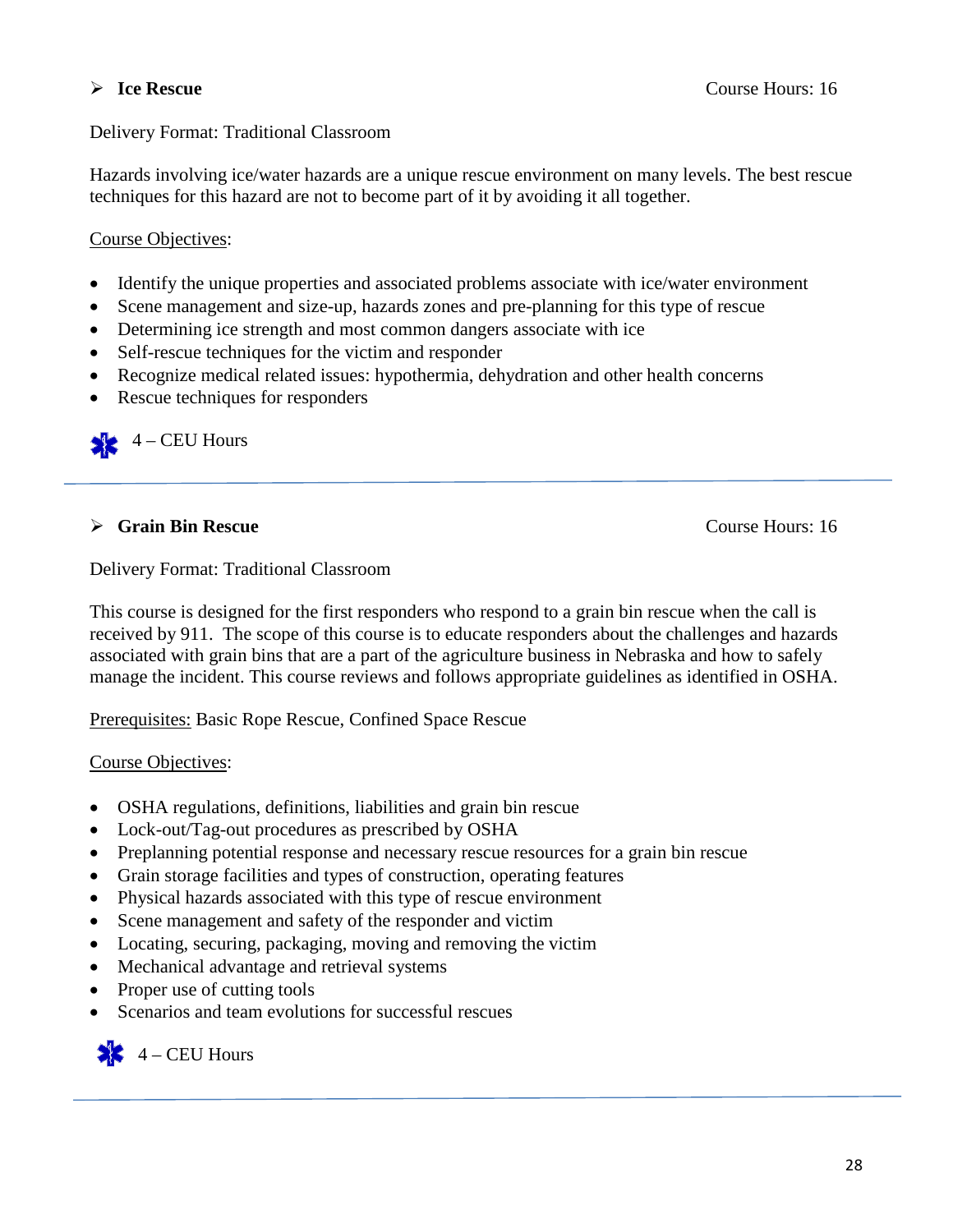- **Ice Rescue** Course Hours: 16

Delivery Format: Traditional Classroom

Hazards involving ice/water hazards are a unique rescue environment on many levels. The best rescue techniques for this hazard are not to become part of it by avoiding it all together.

Course Objectives:

- Identify the unique properties and associated problems associate with ice/water environment
- Scene management and size-up, hazards zones and pre-planning for this type of rescue
- Determining ice strength and most common dangers associate with ice
- Self-rescue techniques for the victim and responder
- Recognize medical related issues: hypothermia, dehydration and other health concerns
- Rescue techniques for responders

4 – CEU Hours

---

- **Grain Bin Rescue** Course Hours: 16

Delivery Format: Traditional Classroom

This course is designed for the first responders who respond to a grain bin rescue when the call is received by 911. The scope of this course is to educate responders about the challenges and hazards associated with grain bins that are a part of the agriculture business in Nebraska and how to safely manage the incident. This course reviews and follows appropriate guidelines as identified in OSHA.

Prerequisites: Basic Rope Rescue, Confined Space Rescue

Course Objectives:

- OSHA regulations, definitions, liabilities and grain bin rescue
- Lock-out/Tag-out procedures as prescribed by OSHA
- Preplanning potential response and necessary rescue resources for a grain bin rescue
- Grain storage facilities and types of construction, operating features
- Physical hazards associated with this type of rescue environment
- Scene management and safety of the responder and victim
- Locating, securing, packaging, moving and removing the victim
- Mechanical advantage and retrieval systems
- Proper use of cutting tools
- Scenarios and team evolutions for successful rescues

4 – CEU Hours

---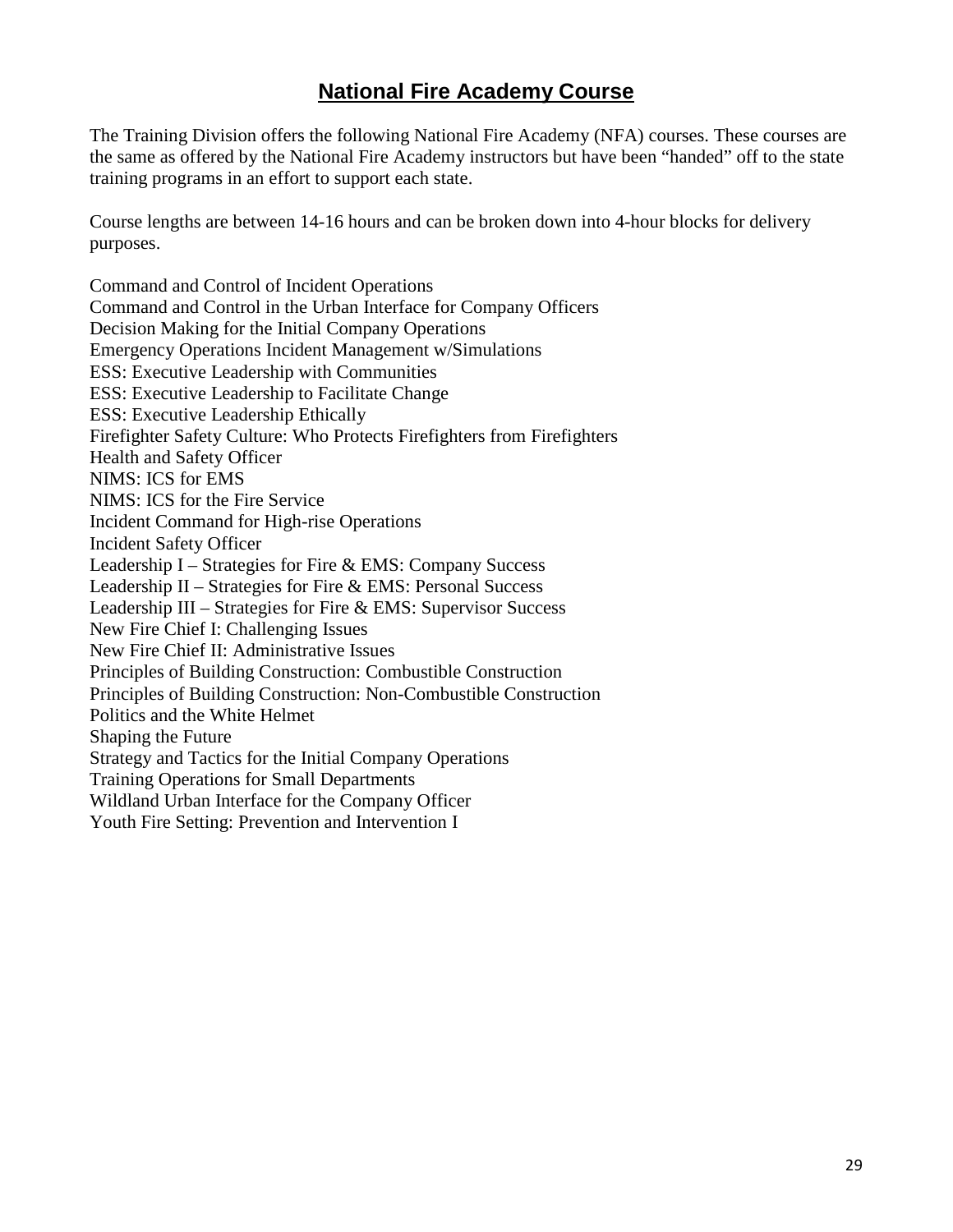## National Fire Academy Course

The Training Division offers the following National Fire Academy (NFA) courses. These courses are the same as offered by the National Fire Academy instructors but have been "handed" off to the state training programs in an effort to support each state.

Course lengths are between 14-16 hours and can be broken down into 4-hour blocks for delivery purposes.

Command and Control of Incident Operations
Command and Control in the Urban Interface for Company Officers
Decision Making for the Initial Company Operations
Emergency Operations Incident Management w/Simulations
ESS: Executive Leadership with Communities
ESS: Executive Leadership to Facilitate Change
ESS: Executive Leadership Ethically
Firefighter Safety Culture: Who Protects Firefighters from Firefighters
Health and Safety Officer
NIMS: ICS for EMS
NIMS: ICS for the Fire Service
Incident Command for High-rise Operations
Incident Safety Officer
Leadership I – Strategies for Fire & EMS: Company Success
Leadership II – Strategies for Fire & EMS: Personal Success
Leadership III – Strategies for Fire & EMS: Supervisor Success
New Fire Chief I: Challenging Issues
New Fire Chief II: Administrative Issues
Principles of Building Construction: Combustible Construction
Principles of Building Construction: Non-Combustible Construction
Politics and the White Helmet
Shaping the Future
Strategy and Tactics for the Initial Company Operations
Training Operations for Small Departments
Wildland Urban Interface for the Company Officer
Youth Fire Setting: Prevention and Intervention I